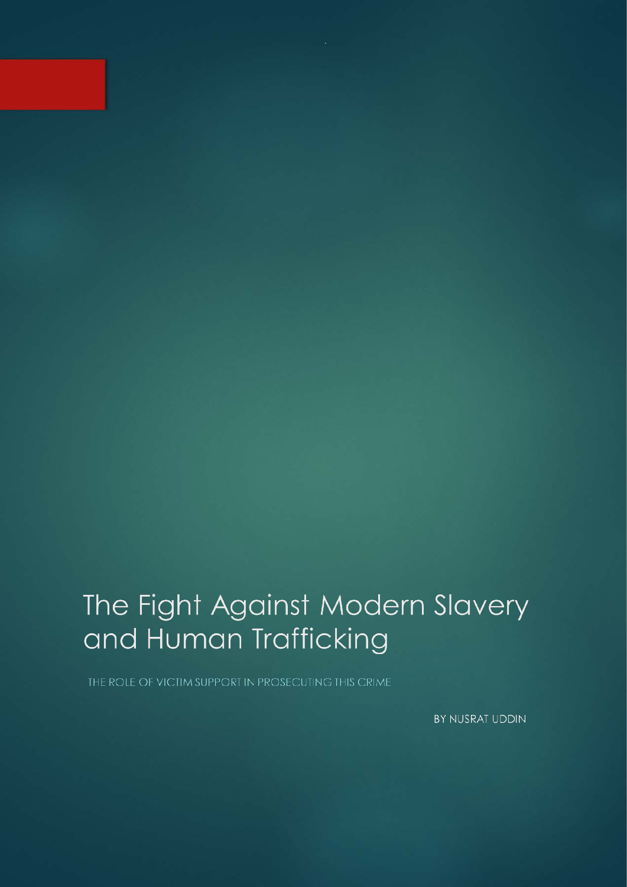# The Fight Against Modern Slavery and Human Trafficking

THE ROLE OF VICTIM SUPPORT IN PROSECUTING THIS CRIME

BY NUSRAT UDDIN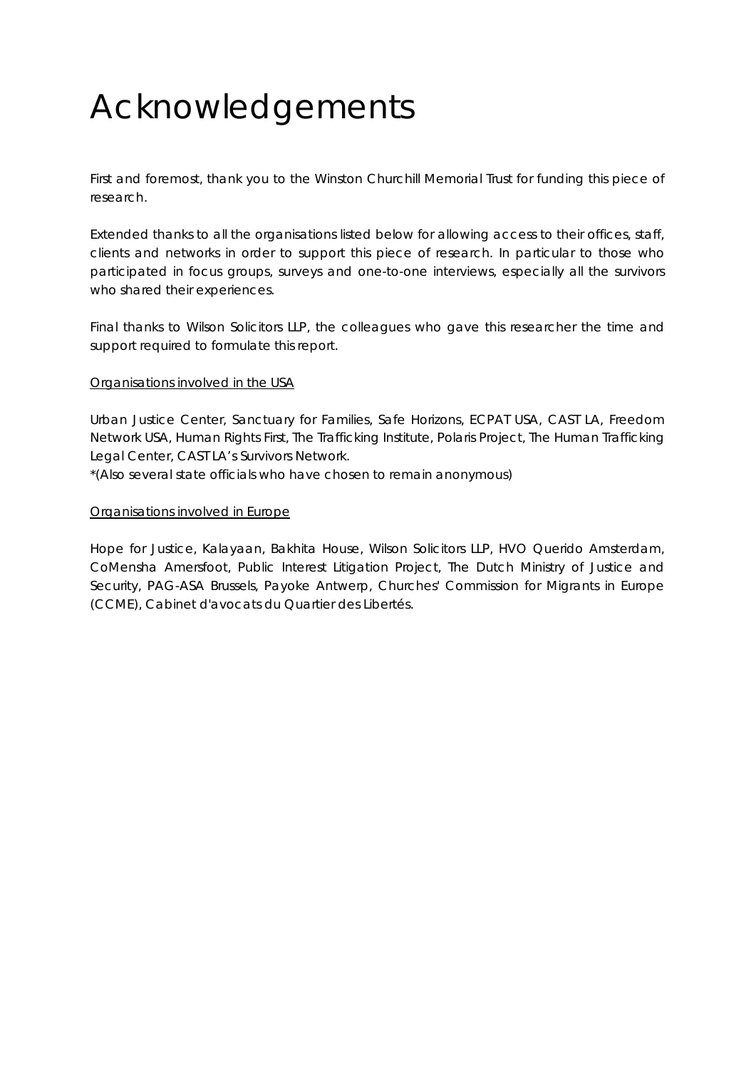# Acknowledgements

First and foremost, thank you to the Winston Churchill Memorial Trust for funding this piece of research.

Extended thanks to all the organisations listed below for allowing access to their offices, staff, clients and networks in order to support this piece of research. In particular to those who participated in focus groups, surveys and one-to-one interviews, especially all the survivors who shared their experiences.

Final thanks to Wilson Solicitors LLP, the colleagues who gave this researcher the time and support required to formulate this report.

<u>Organisations involved in the USA</u>

Urban Justice Center, Sanctuary for Families, Safe Horizons, ECPAT USA, CAST LA, Freedom Network USA, Human Rights First, The Trafficking Institute, Polaris Project, The Human Trafficking Legal Center, CAST LA's Survivors Network.
*(Also several state officials who have chosen to remain anonymous)

<u>Organisations involved in Europe</u>

Hope for Justice, Kalayaan, Bakhita House, Wilson Solicitors LLP, HVO Querido Amsterdam, CoMensha Amersfoot, Public Interest Litigation Project, The Dutch Ministry of Justice and Security, PAG-ASA Brussels, Payoke Antwerp, Churches' Commission for Migrants in Europe (CCME), Cabinet d'avocats du Quartier des Libertés.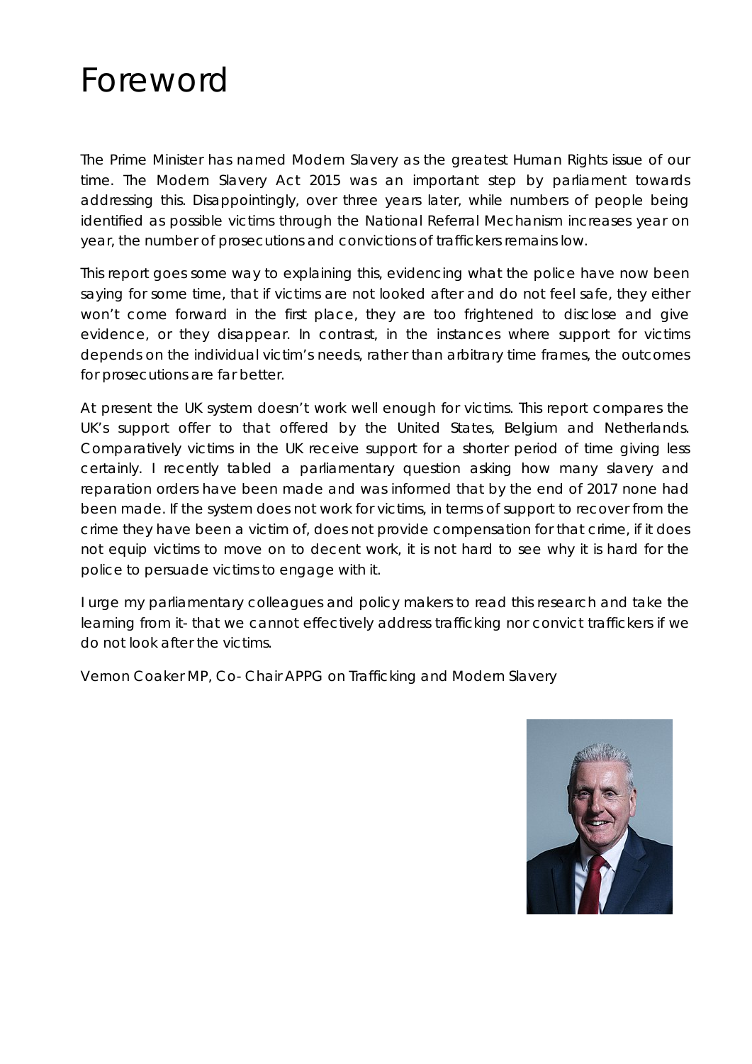# Foreword

The Prime Minister has named Modern Slavery as the greatest Human Rights issue of our time. The Modern Slavery Act 2015 was an important step by parliament towards addressing this. Disappointingly, over three years later, while numbers of people being identified as possible victims through the National Referral Mechanism increases year on year, the number of prosecutions and convictions of traffickers remains low.

This report goes some way to explaining this, evidencing what the police have now been saying for some time, that if victims are not looked after and do not feel safe, they either won't come forward in the first place, they are too frightened to disclose and give evidence, or they disappear. In contrast, in the instances where support for victims depends on the individual victim's needs, rather than arbitrary time frames, the outcomes for prosecutions are far better.

At present the UK system doesn't work well enough for victims. This report compares the UK's support offer to that offered by the United States, Belgium and Netherlands. Comparatively victims in the UK receive support for a shorter period of time giving less certainly. I recently tabled a parliamentary question asking how many slavery and reparation orders have been made and was informed that by the end of 2017 none had been made. If the system does not work for victims, in terms of support to recover from the crime they have been a victim of, does not provide compensation for that crime, if it does not equip victims to move on to decent work, it is not hard to see why it is hard for the police to persuade victims to engage with it.

I urge my parliamentary colleagues and policy makers to read this research and take the learning from it- that we cannot effectively address trafficking nor convict traffickers if we do not look after the victims.

Vernon Coaker MP, Co- Chair APPG on Trafficking and Modern Slavery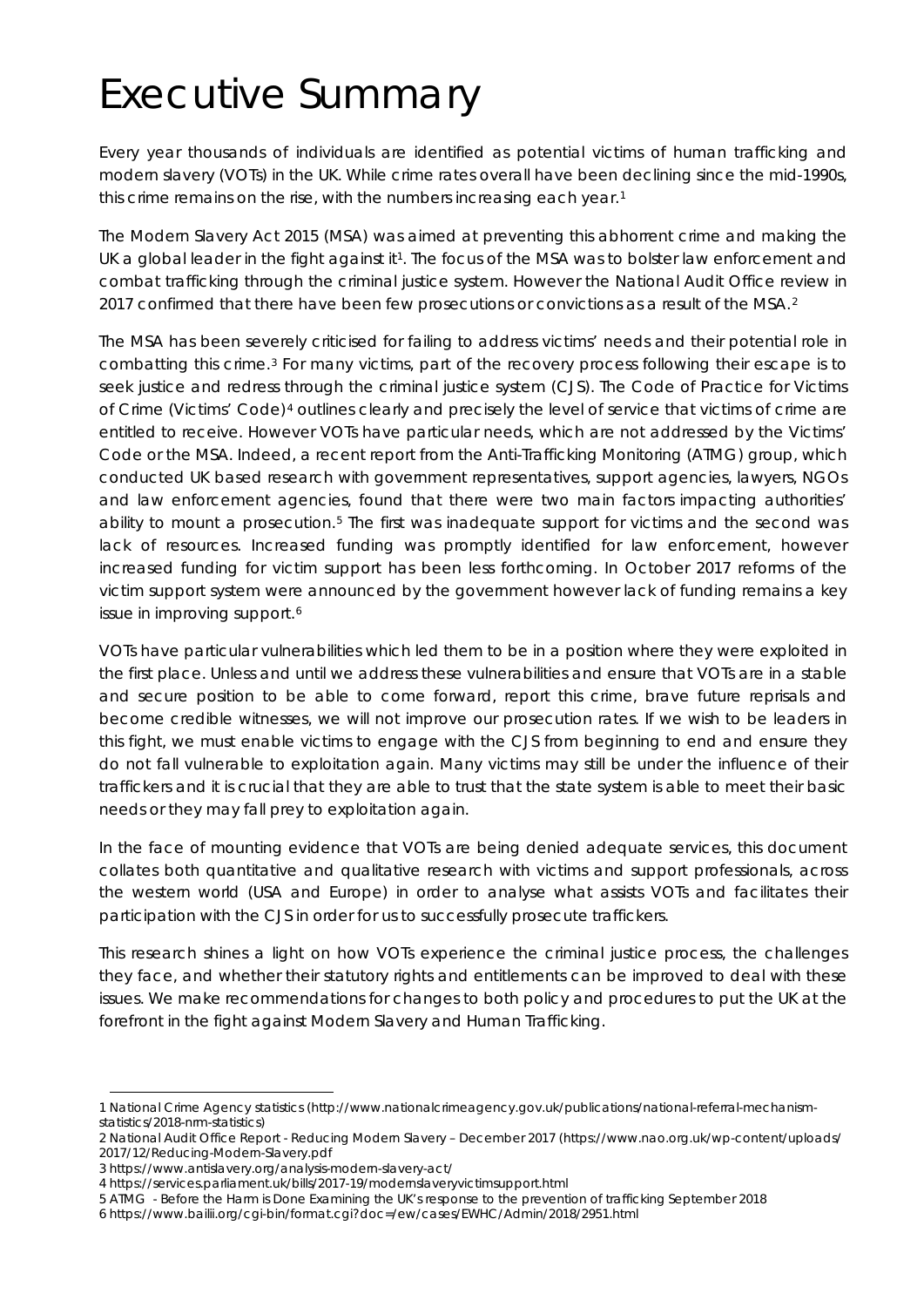# Executive Summary

Every year thousands of individuals are identified as potential victims of human trafficking and modern slavery (VOTs) in the UK. While crime rates overall have been declining since the mid-1990s, this crime remains on the rise, with the numbers increasing each year.[1]

The Modern Slavery Act 2015 (MSA) was aimed at preventing this abhorrent crime and making the UK a global leader in the fight against it[1]. The focus of the MSA was to bolster law enforcement and combat trafficking through the criminal justice system. However the National Audit Office review in 2017 confirmed that there have been few prosecutions or convictions as a result of the MSA.[2]

The MSA has been severely criticised for failing to address victims' needs and their potential role in combatting this crime.[3] For many victims, part of the recovery process following their escape is to seek justice and redress through the criminal justice system (CJS). The Code of Practice for Victims of Crime (Victims' Code)[4] outlines clearly and precisely the level of service that victims of crime are entitled to receive. However VOTs have particular needs, which are not addressed by the Victims' Code or the MSA. Indeed, a recent report from the Anti-Trafficking Monitoring (ATMG) group, which conducted UK based research with government representatives, support agencies, lawyers, NGOs and law enforcement agencies, found that there were two main factors impacting authorities' ability to mount a prosecution.[5] The first was inadequate support for victims and the second was lack of resources. Increased funding was promptly identified for law enforcement, however increased funding for victim support has been less forthcoming. In October 2017 reforms of the victim support system were announced by the government however lack of funding remains a key issue in improving support.[6]

VOTs have particular vulnerabilities which led them to be in a position where they were exploited in the first place. Unless and until we address these vulnerabilities and ensure that VOTs are in a stable and secure position to be able to come forward, report this crime, brave future reprisals and become credible witnesses, we will not improve our prosecution rates. If we wish to be leaders in this fight, we must enable victims to engage with the CJS from beginning to end and ensure they do not fall vulnerable to exploitation again. Many victims may still be under the influence of their traffickers and it is crucial that they are able to trust that the state system is able to meet their basic needs or they may fall prey to exploitation again.

In the face of mounting evidence that VOTs are being denied adequate services, this document collates both quantitative and qualitative research with victims and support professionals, across the western world (USA and Europe) in order to analyse what assists VOTs and facilitates their participation with the CJS in order for us to successfully prosecute traffickers.

This research shines a light on how VOTs experience the criminal justice process, the challenges they face, and whether their statutory rights and entitlements can be improved to deal with these issues. We make recommendations for changes to both policy and procedures to put the UK at the forefront in the fight against Modern Slavery and Human Trafficking.

---

1 National Crime Agency statistics (http://www.nationalcrimeagency.gov.uk/publications/national-referral-mechanism-statistics/2018-nrm-statistics)

2 National Audit Office Report - Reducing Modern Slavery – December 2017 (https://www.nao.org.uk/wp-content/uploads/2017/12/Reducing-Modern-Slavery.pdf

3 https://www.antislavery.org/analysis-modern-slavery-act/

4 https://services.parliament.uk/bills/2017-19/modernslaveryvictimsupport.html

5 ATMG - Before the Harm is Done Examining the UK's response to the prevention of trafficking September 2018

6 https://www.bailii.org/cgi-bin/format.cgi?doc=/ew/cases/EWHC/Admin/2018/2951.html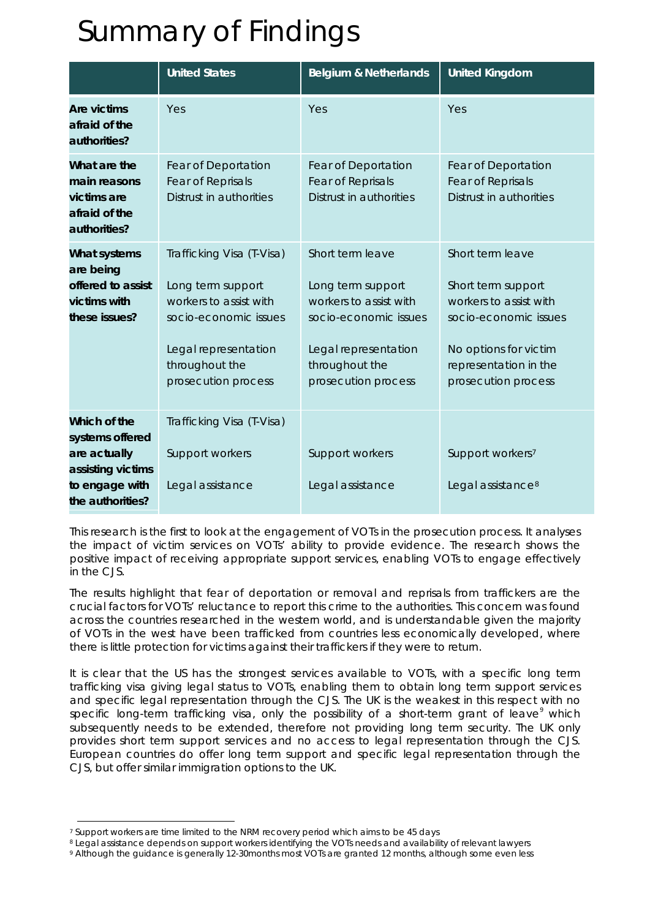# Summary of Findings

| | United States | Belgium & Netherlands | United Kingdom |
|---|---|---|---|
| **Are victims afraid of the authorities?** | Yes | Yes | Yes |
| **What are the main reasons victims are afraid of the authorities?** | Fear of Deportation<br>Fear of Reprisals<br>Distrust in authorities | Fear of Deportation<br>Fear of Reprisals<br>Distrust in authorities | Fear of Deportation<br>Fear of Reprisals<br>Distrust in authorities |
| **What systems are being offered to assist victims with these issues?** | Trafficking Visa (T-Visa)<br><br>Long term support workers to assist with socio-economic issues<br><br>Legal representation throughout the prosecution process | Short term leave<br><br>Long term support workers to assist with socio-economic issues<br><br>Legal representation throughout the prosecution process | Short term leave<br><br>Short term support workers to assist with socio-economic issues<br><br>No options for victim representation in the prosecution process |
| **Which of the systems offered are actually assisting victims to engage with the authorities?** | Trafficking Visa (T-Visa)<br><br>Support workers<br><br>Legal assistance | <br><br>Support workers<br><br>Legal assistance | <br><br>Support workers[7]<br><br>Legal assistance[8] |

This research is the first to look at the engagement of VOTs in the prosecution process. It analyses the impact of victim services on VOTs' ability to provide evidence. The research shows the positive impact of receiving appropriate support services, enabling VOTs to engage effectively in the CJS.

The results highlight that fear of deportation or removal and reprisals from traffickers are the crucial factors for VOTs' reluctance to report this crime to the authorities. This concern was found across the countries researched in the western world, and is understandable given the majority of VOTs in the west have been trafficked from countries less economically developed, where there is little protection for victims against their traffickers if they were to return.

It is clear that the US has the strongest services available to VOTs, with a specific long term trafficking visa giving legal status to VOTs, enabling them to obtain long term support services and specific legal representation through the CJS. The UK is the weakest in this respect with no specific long-term trafficking visa, only the possibility of a short-term grant of leave[9] which subsequently needs to be extended, therefore not providing long term security. The UK only provides short term support services and no access to legal representation through the CJS. European countries do offer long term support and specific legal representation through the CJS, but offer similar immigration options to the UK.

---

[7] Support workers are time limited to the NRM recovery period which aims to be 45 days

[8] Legal assistance depends on support workers identifying the VOTs needs and availability of relevant lawyers

[9] Although the guidance is generally 12-30months most VOTs are granted 12 months, although some even less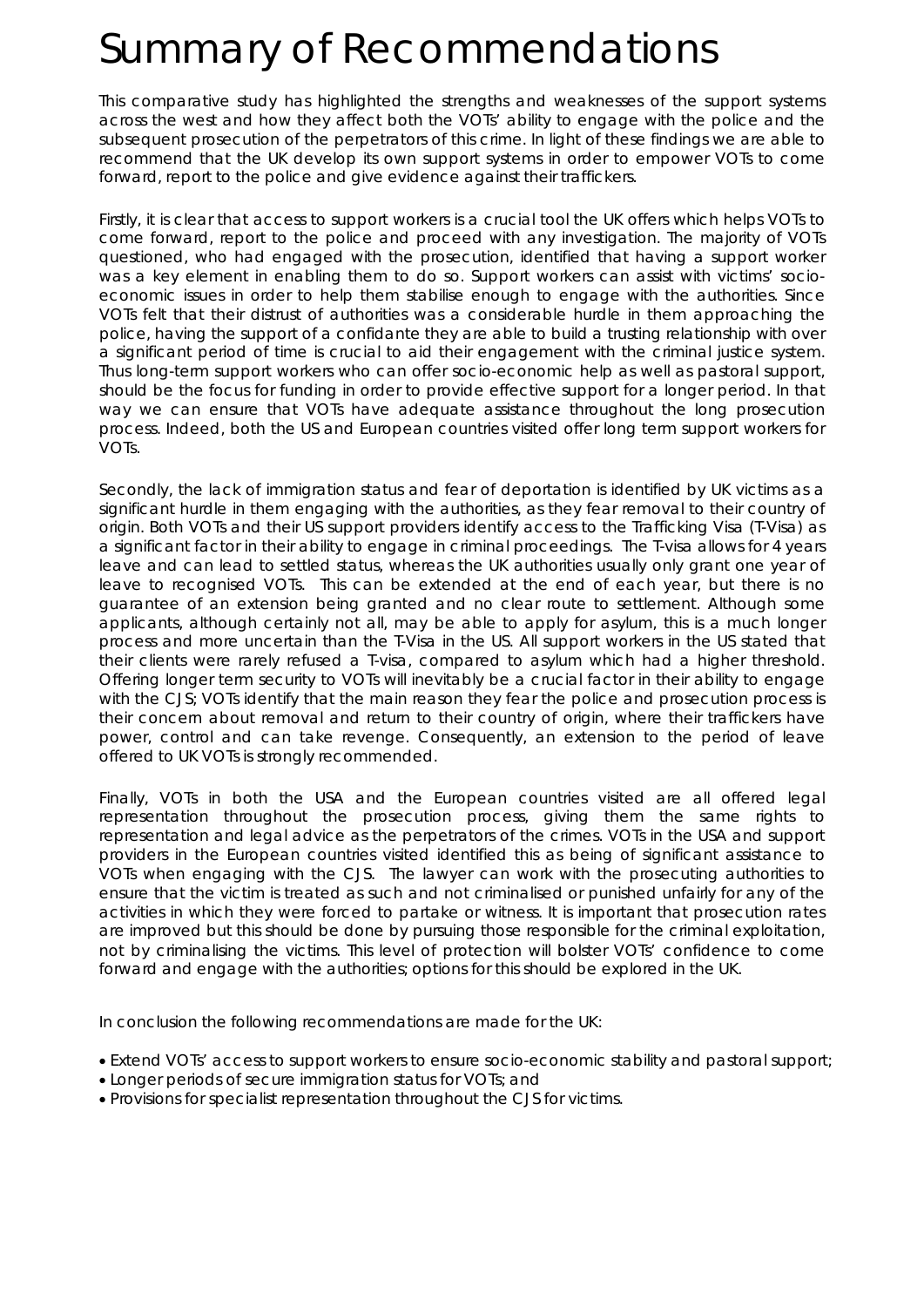# Summary of Recommendations

This comparative study has highlighted the strengths and weaknesses of the support systems across the west and how they affect both the VOTs' ability to engage with the police and the subsequent prosecution of the perpetrators of this crime. In light of these findings we are able to recommend that the UK develop its own support systems in order to empower VOTs to come forward, report to the police and give evidence against their traffickers.

Firstly, it is clear that access to support workers is a crucial tool the UK offers which helps VOTs to come forward, report to the police and proceed with any investigation. The majority of VOTs questioned, who had engaged with the prosecution, identified that having a support worker was a key element in enabling them to do so. Support workers can assist with victims' socio-economic issues in order to help them stabilise enough to engage with the authorities. Since VOTs felt that their distrust of authorities was a considerable hurdle in them approaching the police, having the support of a confidante they are able to build a trusting relationship with over a significant period of time is crucial to aid their engagement with the criminal justice system. Thus long-term support workers who can offer socio-economic help as well as pastoral support, should be the focus for funding in order to provide effective support for a longer period. In that way we can ensure that VOTs have adequate assistance throughout the long prosecution process. Indeed, both the US and European countries visited offer long term support workers for VOTs.

Secondly, the lack of immigration status and fear of deportation is identified by UK victims as a significant hurdle in them engaging with the authorities, as they fear removal to their country of origin. Both VOTs and their US support providers identify access to the Trafficking Visa (T-Visa) as a significant factor in their ability to engage in criminal proceedings. The T-visa allows for 4 years leave and can lead to settled status, whereas the UK authorities usually only grant one year of leave to recognised VOTs. This can be extended at the end of each year, but there is no guarantee of an extension being granted and no clear route to settlement. Although some applicants, although certainly not all, may be able to apply for asylum, this is a much longer process and more uncertain than the T-Visa in the US. All support workers in the US stated that their clients were rarely refused a T-visa, compared to asylum which had a higher threshold. Offering longer term security to VOTs will inevitably be a crucial factor in their ability to engage with the CJS; VOTs identify that the main reason they fear the police and prosecution process is their concern about removal and return to their country of origin, where their traffickers have power, control and can take revenge. Consequently, an extension to the period of leave offered to UK VOTs is strongly recommended.

Finally, VOTs in both the USA and the European countries visited are all offered legal representation throughout the prosecution process, giving them the same rights to representation and legal advice as the perpetrators of the crimes. VOTs in the USA and support providers in the European countries visited identified this as being of significant assistance to VOTs when engaging with the CJS. The lawyer can work with the prosecuting authorities to ensure that the victim is treated as such and not criminalised or punished unfairly for any of the activities in which they were forced to partake or witness. It is important that prosecution rates are improved but this should be done by pursuing those responsible for the criminal exploitation, not by criminalising the victims. This level of protection will bolster VOTs' confidence to come forward and engage with the authorities; options for this should be explored in the UK.

In conclusion the following recommendations are made for the UK:

- Extend VOTs' access to support workers to ensure socio-economic stability and pastoral support;
- Longer periods of secure immigration status for VOTs; and
- Provisions for specialist representation throughout the CJS for victims.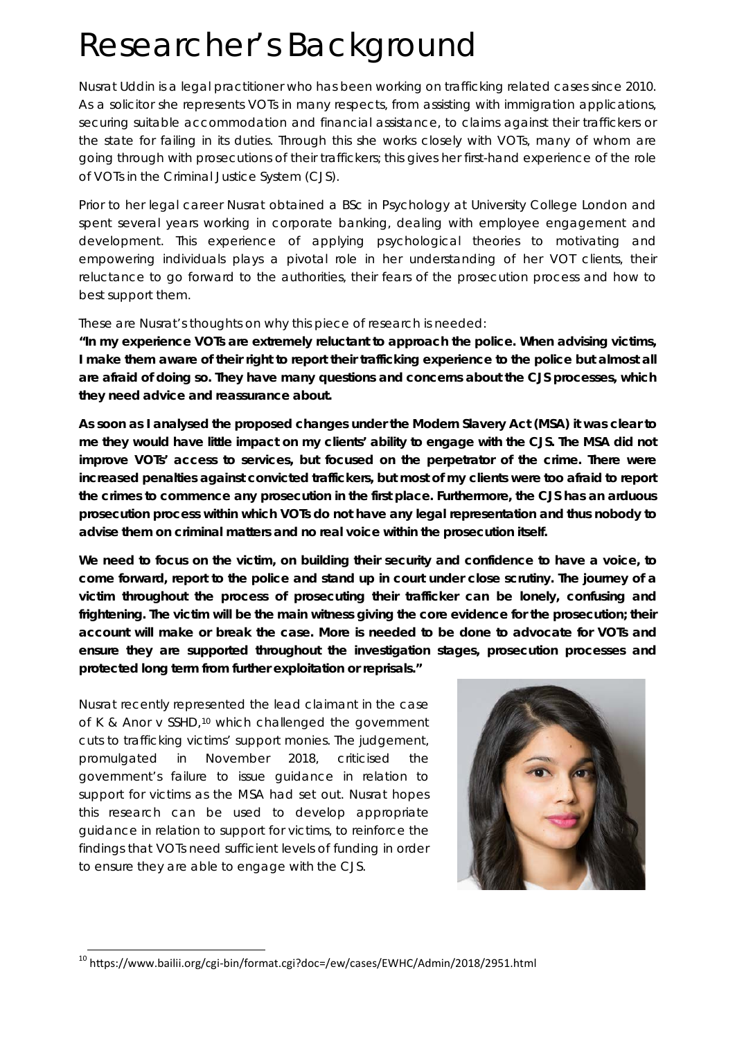# Researcher's Background

Nusrat Uddin is a legal practitioner who has been working on trafficking related cases since 2010. As a solicitor she represents VOTs in many respects, from assisting with immigration applications, securing suitable accommodation and financial assistance, to claims against their traffickers or the state for failing in its duties. Through this she works closely with VOTs, many of whom are going through with prosecutions of their traffickers; this gives her first-hand experience of the role of VOTs in the Criminal Justice System (CJS).

Prior to her legal career Nusrat obtained a BSc in Psychology at University College London and spent several years working in corporate banking, dealing with employee engagement and development. This experience of applying psychological theories to motivating and empowering individuals plays a pivotal role in her understanding of her VOT clients, their reluctance to go forward to the authorities, their fears of the prosecution process and how to best support them.

These are Nusrat's thoughts on why this piece of research is needed:

**"In my experience VOTs are extremely reluctant to approach the police. When advising victims, I make them aware of their right to report their trafficking experience to the police but almost all are afraid of doing so. They have many questions and concerns about the CJS processes, which they need advice and reassurance about.**

**As soon as I analysed the proposed changes under the Modern Slavery Act (MSA) it was clear to me they would have little impact on my clients' ability to engage with the CJS. The MSA did not improve VOTs' access to services, but focused on the perpetrator of the crime. There were increased penalties against convicted traffickers, but most of my clients were too afraid to report the crimes to commence any prosecution in the first place. Furthermore, the CJS has an arduous prosecution process within which VOTs do not have any legal representation and thus nobody to advise them on criminal matters and no real voice within the prosecution itself.**

**We need to focus on the victim, on building their security and confidence to have a voice, to come forward, report to the police and stand up in court under close scrutiny. The journey of a victim throughout the process of prosecuting their trafficker can be lonely, confusing and frightening. The victim will be the main witness giving the core evidence for the prosecution; their account will make or break the case. More is needed to be done to advocate for VOTs and ensure they are supported throughout the investigation stages, prosecution processes and protected long term from further exploitation or reprisals."**

Nusrat recently represented the lead claimant in the case of K & Anor v SSHD,[10] which challenged the government cuts to trafficking victims' support monies. The judgement, promulgated in November 2018, criticised the government's failure to issue guidance in relation to support for victims as the MSA had set out. Nusrat hopes this research can be used to develop appropriate guidance in relation to support for victims, to reinforce the findings that VOTs need sufficient levels of funding in order to ensure they are able to engage with the CJS.

[10] https://www.bailii.org/cgi-bin/format.cgi?doc=/ew/cases/EWHC/Admin/2018/2951.html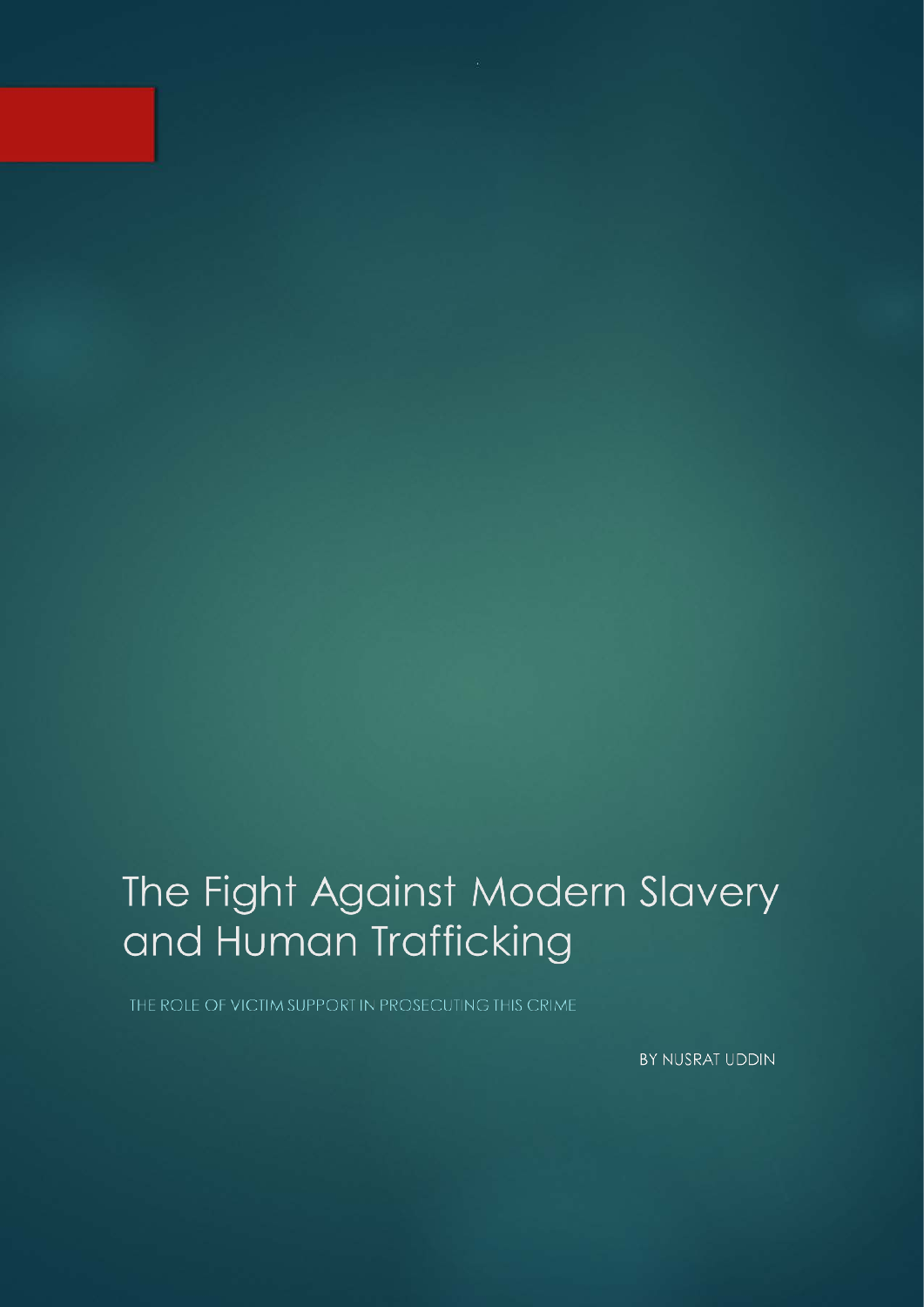# The Fight Against Modern Slavery and Human Trafficking

THE ROLE OF VICTIM SUPPORT IN PROSECUTING THIS CRIME

BY NUSRAT UDDIN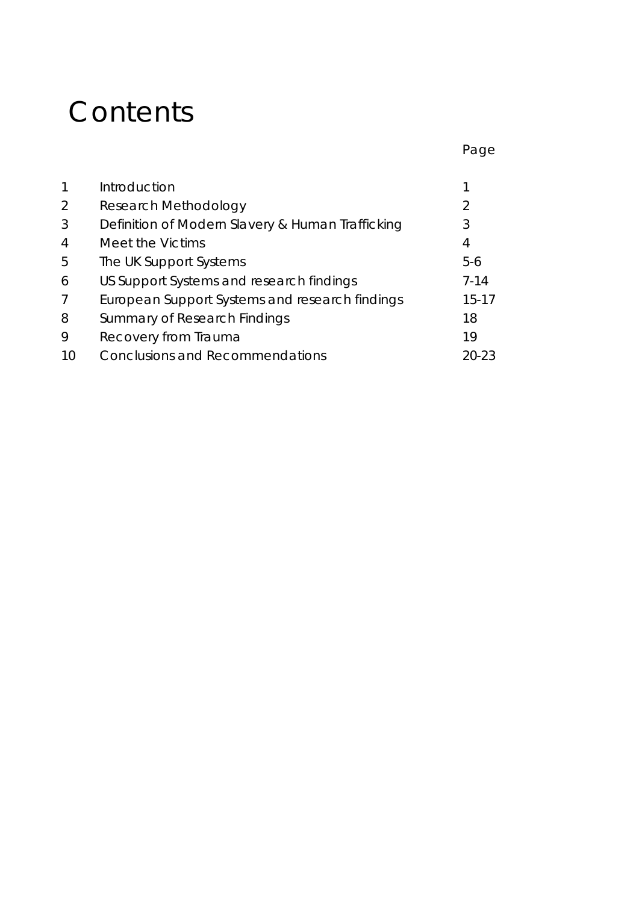# Contents

| | | Page |
|---|---|---|
| 1 | Introduction | 1 |
| 2 | Research Methodology | 2 |
| 3 | Definition of Modern Slavery & Human Trafficking | 3 |
| 4 | Meet the Victims | 4 |
| 5 | The UK Support Systems | 5-6 |
| 6 | US Support Systems and research findings | 7-14 |
| 7 | European Support Systems and research findings | 15-17 |
| 8 | Summary of Research Findings | 18 |
| 9 | Recovery from Trauma | 19 |
| 10 | Conclusions and Recommendations | 20-23 |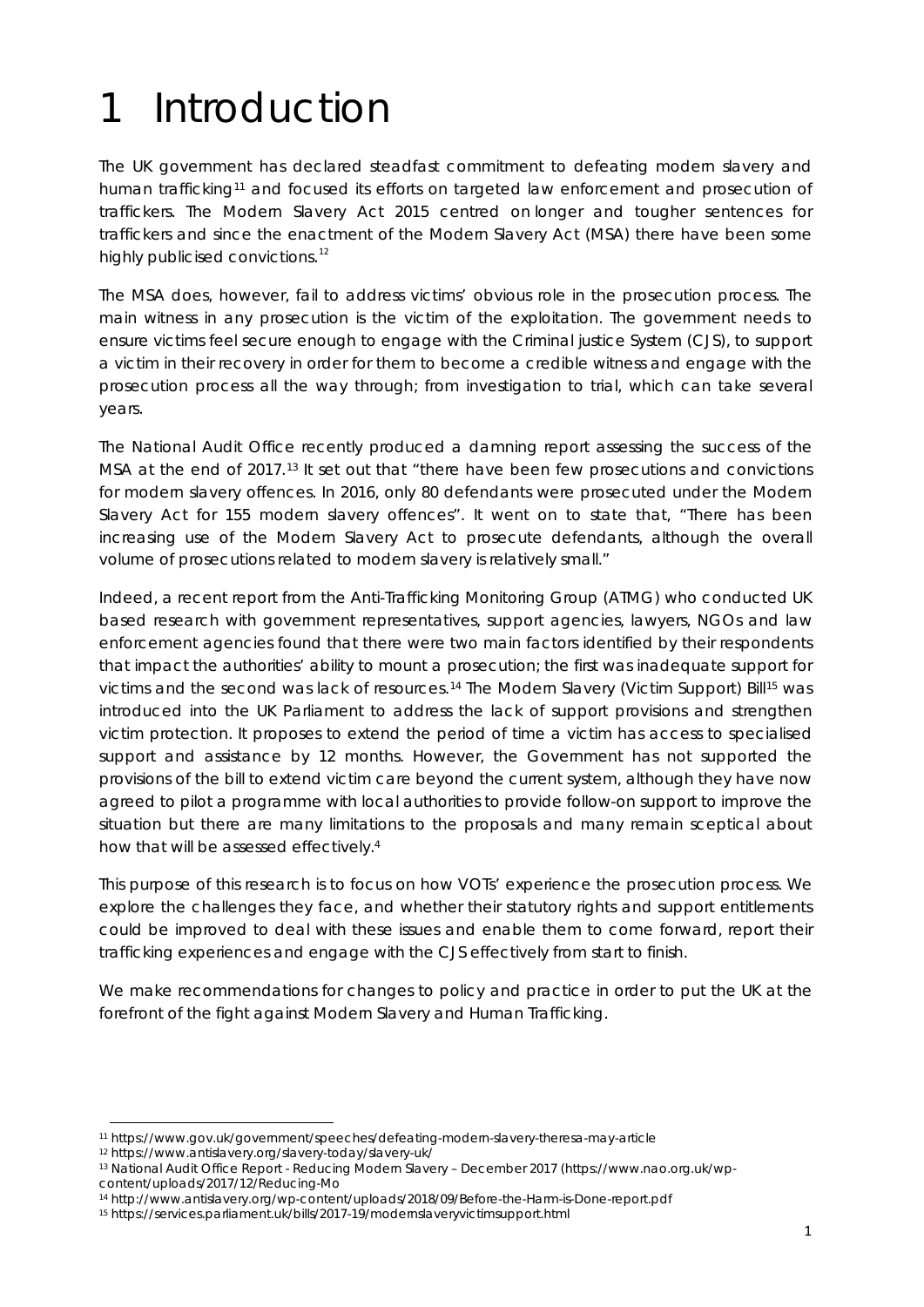# 1 Introduction

The UK government has declared steadfast commitment to defeating modern slavery and human trafficking[11] and focused its efforts on targeted law enforcement and prosecution of traffickers. The Modern Slavery Act 2015 centred on longer and tougher sentences for traffickers and since the enactment of the Modern Slavery Act (MSA) there have been some highly publicised convictions.[12]

The MSA does, however, fail to address victims' obvious role in the prosecution process. The main witness in any prosecution is the victim of the exploitation. The government needs to ensure victims feel secure enough to engage with the Criminal justice System (CJS), to support a victim in their recovery in order for them to become a credible witness and engage with the prosecution process all the way through; from investigation to trial, which can take several years.

The National Audit Office recently produced a damning report assessing the success of the MSA at the end of 2017.[13] It set out that "there have been few prosecutions and convictions for modern slavery offences. In 2016, only 80 defendants were prosecuted under the Modern Slavery Act for 155 modern slavery offences". It went on to state that, "There has been increasing use of the Modern Slavery Act to prosecute defendants, although the overall volume of prosecutions related to modern slavery is relatively small."

Indeed, a recent report from the Anti-Trafficking Monitoring Group (ATMG) who conducted UK based research with government representatives, support agencies, lawyers, NGOs and law enforcement agencies found that there were two main factors identified by their respondents that impact the authorities' ability to mount a prosecution; the first was inadequate support for victims and the second was lack of resources.[14] The Modern Slavery (Victim Support) Bill[15] was introduced into the UK Parliament to address the lack of support provisions and strengthen victim protection. It proposes to extend the period of time a victim has access to specialised support and assistance by 12 months. However, the Government has not supported the provisions of the bill to extend victim care beyond the current system, although they have now agreed to pilot a programme with local authorities to provide follow-on support to improve the situation but there are many limitations to the proposals and many remain sceptical about how that will be assessed effectively.[4]

This purpose of this research is to focus on how VOTs' experience the prosecution process. We explore the challenges they face, and whether their statutory rights and support entitlements could be improved to deal with these issues and enable them to come forward, report their trafficking experiences and engage with the CJS effectively from start to finish.

We make recommendations for changes to policy and practice in order to put the UK at the forefront of the fight against Modern Slavery and Human Trafficking.

---

[11] https://www.gov.uk/government/speeches/defeating-modern-slavery-theresa-may-article

[12] https://www.antislavery.org/slavery-today/slavery-uk/

[13] National Audit Office Report - Reducing Modern Slavery – December 2017 (https://www.nao.org.uk/wp-content/uploads/2017/12/Reducing-Mo

[14] http://www.antislavery.org/wp-content/uploads/2018/09/Before-the-Harm-is-Done-report.pdf

[15] https://services.parliament.uk/bills/2017-19/modernslaveryvictimsupport.html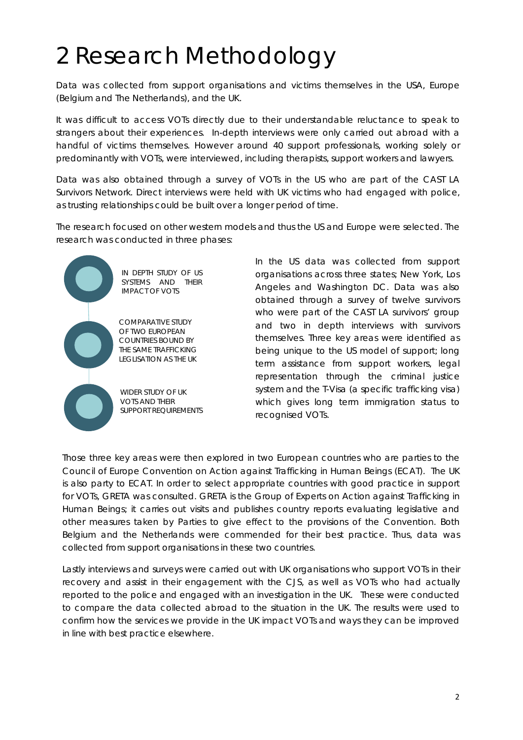# 2 Research Methodology

Data was collected from support organisations and victims themselves in the USA, Europe (Belgium and The Netherlands), and the UK.

It was difficult to access VOTs directly due to their understandable reluctance to speak to strangers about their experiences. In-depth interviews were only carried out abroad with a handful of victims themselves. However around 40 support professionals, working solely or predominantly with VOTs, were interviewed, including therapists, support workers and lawyers.

Data was also obtained through a survey of VOTs in the US who are part of the CAST LA Survivors Network. Direct interviews were held with UK victims who had engaged with police, as trusting relationships could be built over a longer period of time.

The research focused on other western models and thus the US and Europe were selected. The research was conducted in three phases:

- IN DEPTH STUDY OF US SYSTEMS AND THEIR IMPACT OF VOTS
- COMPARATIVE STUDY OF TWO EUROPEAN COUNTRIES BOUND BY THE SAME TRAFFICKING LEGLISATION AS THE UK
- WIDER STUDY OF UK VOTS AND THEIR SUPPORT REQUIREMENTS

In the US data was collected from support organisations across three states; New York, Los Angeles and Washington DC. Data was also obtained through a survey of twelve survivors who were part of the CAST LA survivors' group and two in depth interviews with survivors themselves. Three key areas were identified as being unique to the US model of support; long term assistance from support workers, legal representation through the criminal justice system and the T-Visa (a specific trafficking visa) which gives long term immigration status to recognised VOTs.

Those three key areas were then explored in two European countries who are parties to the Council of Europe Convention on Action against Trafficking in Human Beings (ECAT). The UK is also party to ECAT. In order to select appropriate countries with good practice in support for VOTs, GRETA was consulted. GRETA is the Group of Experts on Action against Trafficking in Human Beings; it carries out visits and publishes country reports evaluating legislative and other measures taken by Parties to give effect to the provisions of the Convention. Both Belgium and the Netherlands were commended for their best practice. Thus, data was collected from support organisations in these two countries.

Lastly interviews and surveys were carried out with UK organisations who support VOTs in their recovery and assist in their engagement with the CJS, as well as VOTs who had actually reported to the police and engaged with an investigation in the UK. These were conducted to compare the data collected abroad to the situation in the UK. The results were used to confirm how the services we provide in the UK impact VOTs and ways they can be improved in line with best practice elsewhere.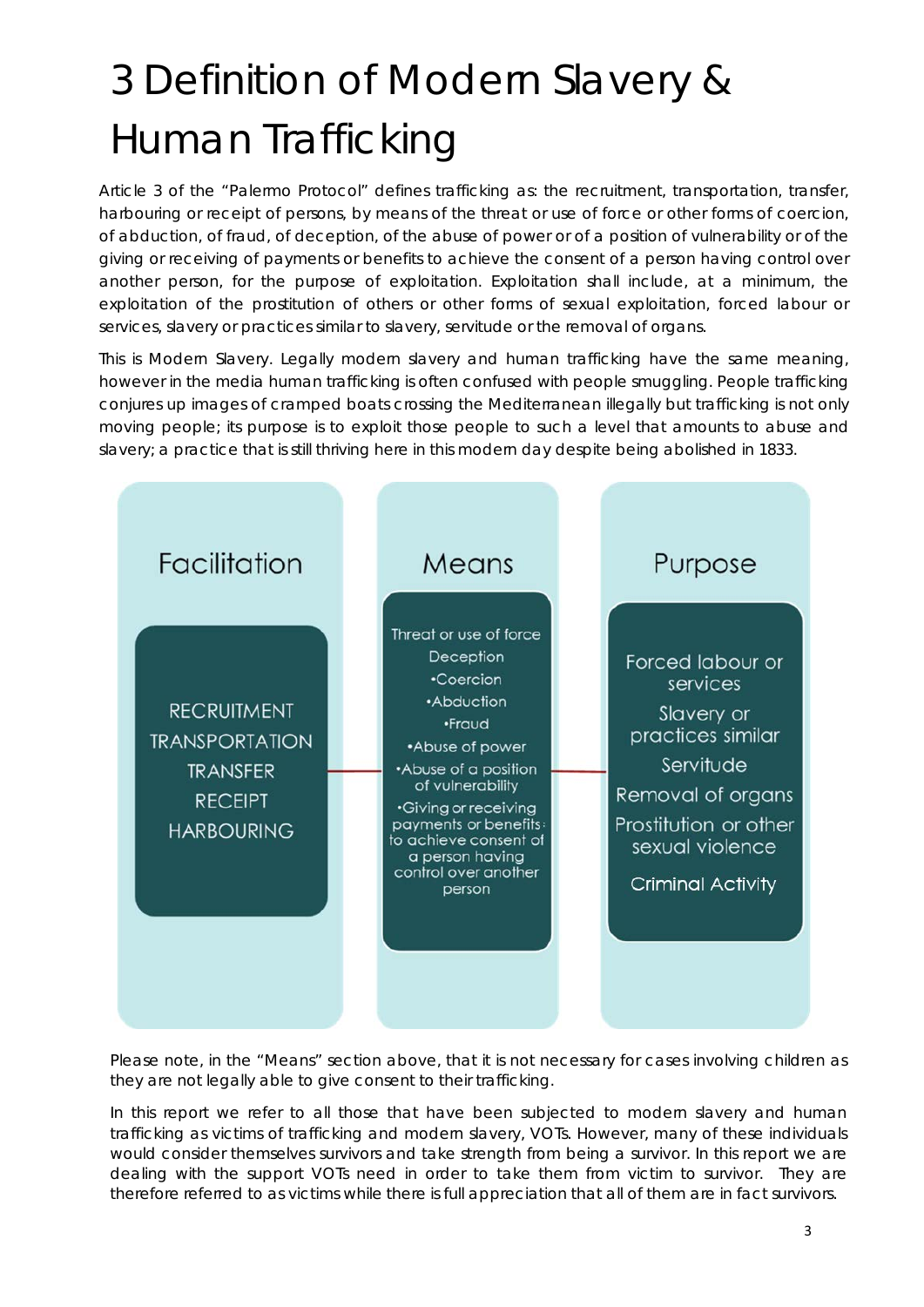# 3 Definition of Modern Slavery & Human Trafficking

Article 3 of the "Palermo Protocol" defines trafficking as: the recruitment, transportation, transfer, harbouring or receipt of persons, by means of the threat or use of force or other forms of coercion, of abduction, of fraud, of deception, of the abuse of power or of a position of vulnerability or of the giving or receiving of payments or benefits to achieve the consent of a person having control over another person, for the purpose of exploitation. Exploitation shall include, at a minimum, the exploitation of the prostitution of others or other forms of sexual exploitation, forced labour or services, slavery or practices similar to slavery, servitude or the removal of organs.

This is Modern Slavery. Legally modern slavery and human trafficking have the same meaning, however in the media human trafficking is often confused with people smuggling. People trafficking conjures up images of cramped boats crossing the Mediterranean illegally but trafficking is not only moving people; its purpose is to exploit those people to such a level that amounts to abuse and slavery; a practice that is still thriving here in this modern day despite being abolished in 1833.

| Facilitation | Means | Purpose |
| --- | --- | --- |
| RECRUITMENT<br>TRANSPORTATION<br>TRANSFER<br>RECEIPT<br>HARBOURING | Threat or use of force<br>Deception<br>•Coercion<br>•Abduction<br>•Fraud<br>•Abuse of power<br>•Abuse of a position of vulnerability<br>•Giving or receiving payments or benefits to achieve consent of a person having control over another person | Forced labour or services<br>Slavery or practices similar<br>Servitude<br>Removal of organs<br>Prostitution or other sexual violence<br>Criminal Activity |

Please note, in the "Means" section above, that it is not necessary for cases involving children as they are not legally able to give consent to their trafficking.

In this report we refer to all those that have been subjected to modern slavery and human trafficking as victims of trafficking and modern slavery, VOTs. However, many of these individuals would consider themselves survivors and take strength from being a survivor. In this report we are dealing with the support VOTs need in order to take them from victim to survivor. They are therefore referred to as victims while there is full appreciation that all of them are in fact survivors.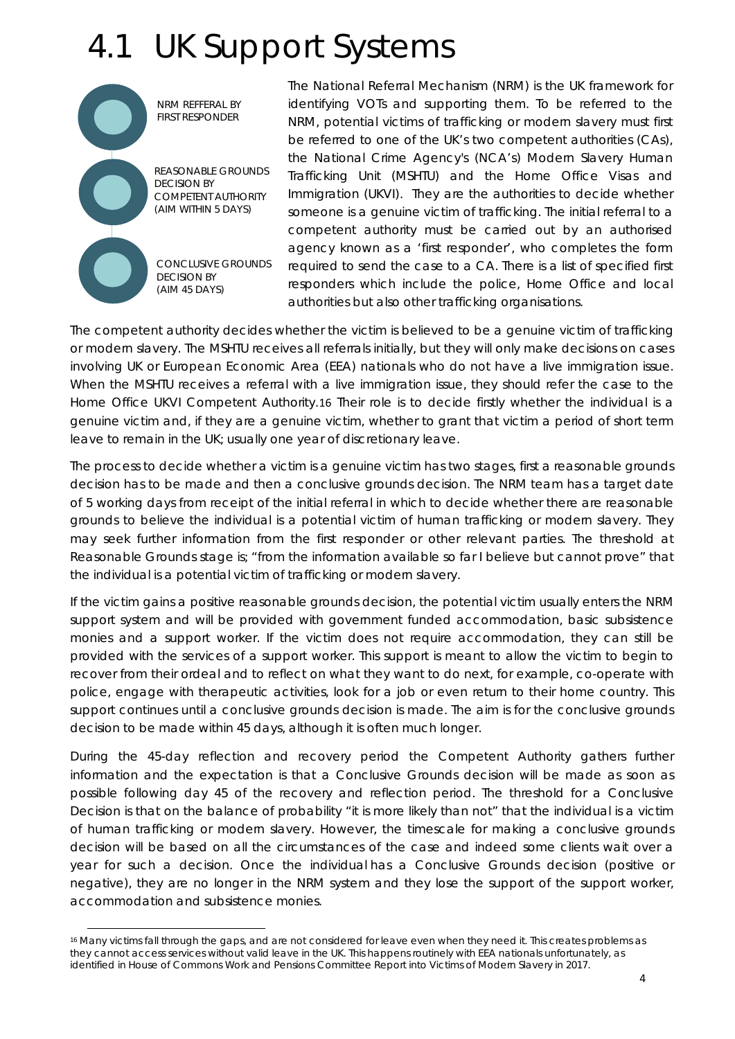# 4.1 UK Support Systems

NRM REFFERAL BY FIRST RESPONDER

REASONABLE GROUNDS DECISION BY COMPETENT AUTHORITY (AIM WITHIN 5 DAYS)

CONCLUSIVE GROUNDS DECISION BY (AIM 45 DAYS)

The National Referral Mechanism (NRM) is the UK framework for identifying VOTs and supporting them. To be referred to the NRM, potential victims of trafficking or modern slavery must first be referred to one of the UK's two competent authorities (CAs), the National Crime Agency's (NCA's) Modern Slavery Human Trafficking Unit (MSHTU) and the Home Office Visas and Immigration (UKVI). They are the authorities to decide whether someone is a genuine victim of trafficking. The initial referral to a competent authority must be carried out by an authorised agency known as a 'first responder', who completes the form required to send the case to a CA. There is a list of specified first responders which include the police, Home Office and local authorities but also other trafficking organisations.

The competent authority decides whether the victim is believed to be a genuine victim of trafficking or modern slavery. The MSHTU receives all referrals initially, but they will only make decisions on cases involving UK or European Economic Area (EEA) nationals who do not have a live immigration issue. When the MSHTU receives a referral with a live immigration issue, they should refer the case to the Home Office UKVI Competent Authority.[16] Their role is to decide firstly whether the individual is a genuine victim and, if they are a genuine victim, whether to grant that victim a period of short term leave to remain in the UK; usually one year of discretionary leave.

The process to decide whether a victim is a genuine victim has two stages, first a reasonable grounds decision has to be made and then a conclusive grounds decision. The NRM team has a target date of 5 working days from receipt of the initial referral in which to decide whether there are reasonable grounds to believe the individual is a potential victim of human trafficking or modern slavery. They may seek further information from the first responder or other relevant parties. The threshold at Reasonable Grounds stage is; "from the information available so far I believe but cannot prove" that the individual is a potential victim of trafficking or modern slavery.

If the victim gains a positive reasonable grounds decision, the potential victim usually enters the NRM support system and will be provided with government funded accommodation, basic subsistence monies and a support worker. If the victim does not require accommodation, they can still be provided with the services of a support worker. This support is meant to allow the victim to begin to recover from their ordeal and to reflect on what they want to do next, for example, co-operate with police, engage with therapeutic activities, look for a job or even return to their home country. This support continues until a conclusive grounds decision is made. The aim is for the conclusive grounds decision to be made within 45 days, although it is often much longer.

During the 45-day reflection and recovery period the Competent Authority gathers further information and the expectation is that a Conclusive Grounds decision will be made as soon as possible following day 45 of the recovery and reflection period. The threshold for a Conclusive Decision is that on the balance of probability "it is more likely than not" that the individual is a victim of human trafficking or modern slavery. However, the timescale for making a conclusive grounds decision will be based on all the circumstances of the case and indeed some clients wait over a year for such a decision. Once the individual has a Conclusive Grounds decision (positive or negative), they are no longer in the NRM system and they lose the support of the support worker, accommodation and subsistence monies.

---

[16] Many victims fall through the gaps, and are not considered for leave even when they need it. This creates problems as they cannot access services without valid leave in the UK. This happens routinely with EEA nationals unfortunately, as identified in House of Commons Work and Pensions Committee Report into Victims of Modern Slavery in 2017.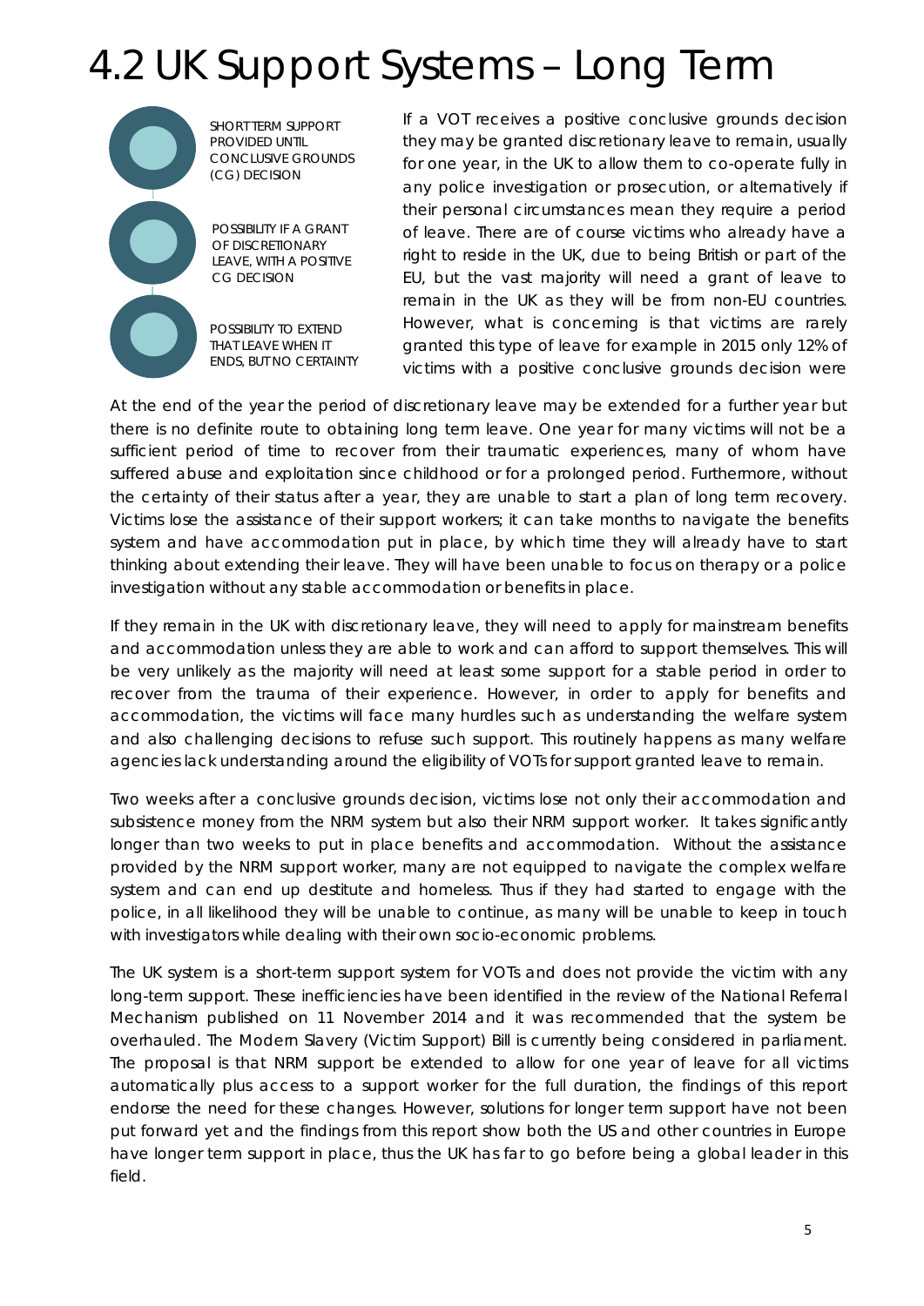# 4.2 UK Support Systems – Long Term

SHORT TERM SUPPORT PROVIDED UNTIL CONCLUSIVE GROUNDS (CG) DECISION

POSSIBILITY IF A GRANT OF DISCRETIONARY LEAVE, WITH A POSITIVE CG DECISION

POSSIBILITY TO EXTEND THAT LEAVE WHEN IT ENDS, BUT NO CERTAINTY

If a VOT receives a positive conclusive grounds decision they may be granted discretionary leave to remain, usually for one year, in the UK to allow them to co-operate fully in any police investigation or prosecution, or alternatively if their personal circumstances mean they require a period of leave. There are of course victims who already have a right to reside in the UK, due to being British or part of the EU, but the vast majority will need a grant of leave to remain in the UK as they will be from non-EU countries. However, what is concerning is that victims are rarely granted this type of leave for example in 2015 only 12% of victims with a positive conclusive grounds decision were

At the end of the year the period of discretionary leave may be extended for a further year but there is no definite route to obtaining long term leave. One year for many victims will not be a sufficient period of time to recover from their traumatic experiences, many of whom have suffered abuse and exploitation since childhood or for a prolonged period. Furthermore, without the certainty of their status after a year, they are unable to start a plan of long term recovery. Victims lose the assistance of their support workers; it can take months to navigate the benefits system and have accommodation put in place, by which time they will already have to start thinking about extending their leave. They will have been unable to focus on therapy or a police investigation without any stable accommodation or benefits in place.

If they remain in the UK with discretionary leave, they will need to apply for mainstream benefits and accommodation unless they are able to work and can afford to support themselves. This will be very unlikely as the majority will need at least some support for a stable period in order to recover from the trauma of their experience. However, in order to apply for benefits and accommodation, the victims will face many hurdles such as understanding the welfare system and also challenging decisions to refuse such support. This routinely happens as many welfare agencies lack understanding around the eligibility of VOTs for support granted leave to remain.

Two weeks after a conclusive grounds decision, victims lose not only their accommodation and subsistence money from the NRM system but also their NRM support worker. It takes significantly longer than two weeks to put in place benefits and accommodation. Without the assistance provided by the NRM support worker, many are not equipped to navigate the complex welfare system and can end up destitute and homeless. Thus if they had started to engage with the police, in all likelihood they will be unable to continue, as many will be unable to keep in touch with investigators while dealing with their own socio-economic problems.

The UK system is a short-term support system for VOTs and does not provide the victim with any long-term support. These inefficiencies have been identified in the review of the National Referral Mechanism published on 11 November 2014 and it was recommended that the system be overhauled. The Modern Slavery (Victim Support) Bill is currently being considered in parliament. The proposal is that NRM support be extended to allow for one year of leave for all victims automatically plus access to a support worker for the full duration, the findings of this report endorse the need for these changes. However, solutions for longer term support have not been put forward yet and the findings from this report show both the US and other countries in Europe have longer term support in place, thus the UK has far to go before being a global leader in this field.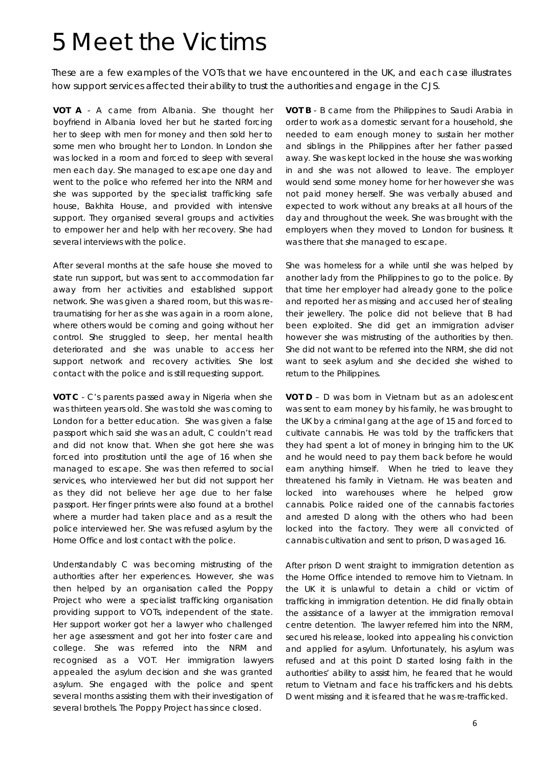# 5 Meet the Victims

These are a few examples of the VOTs that we have encountered in the UK, and each case illustrates how support services affected their ability to trust the authorities and engage in the CJS.

**VOT A** - A came from Albania. She thought her boyfriend in Albania loved her but he started forcing her to sleep with men for money and then sold her to some men who brought her to London. In London she was locked in a room and forced to sleep with several men each day. She managed to escape one day and went to the police who referred her into the NRM and she was supported by the specialist trafficking safe house, Bakhita House, and provided with intensive support. They organised several groups and activities to empower her and help with her recovery. She had several interviews with the police.

After several months at the safe house she moved to state run support, but was sent to accommodation far away from her activities and established support network. She was given a shared room, but this was re-traumatising for her as she was again in a room alone, where others would be coming and going without her control. She struggled to sleep, her mental health deteriorated and she was unable to access her support network and recovery activities. She lost contact with the police and is still requesting support.

**VOT C** - C's parents passed away in Nigeria when she was thirteen years old. She was told she was coming to London for a better education. She was given a false passport which said she was an adult, C couldn't read and did not know that. When she got here she was forced into prostitution until the age of 16 when she managed to escape. She was then referred to social services, who interviewed her but did not support her as they did not believe her age due to her false passport. Her finger prints were also found at a brothel where a murder had taken place and as a result the police interviewed her. She was refused asylum by the Home Office and lost contact with the police.

Understandably C was becoming mistrusting of the authorities after her experiences. However, she was then helped by an organisation called the Poppy Project who were a specialist trafficking organisation providing support to VOTs, independent of the state. Her support worker got her a lawyer who challenged her age assessment and got her into foster care and college. She was referred into the NRM and recognised as a VOT. Her immigration lawyers appealed the asylum decision and she was granted asylum. She engaged with the police and spent several months assisting them with their investigation of several brothels. The Poppy Project has since closed.

**VOT B** - B came from the Philippines to Saudi Arabia in order to work as a domestic servant for a household, she needed to earn enough money to sustain her mother and siblings in the Philippines after her father passed away. She was kept locked in the house she was working in and she was not allowed to leave. The employer would send some money home for her however she was not paid money herself. She was verbally abused and expected to work without any breaks at all hours of the day and throughout the week. She was brought with the employers when they moved to London for business. It was there that she managed to escape.

She was homeless for a while until she was helped by another lady from the Philippines to go to the police. By that time her employer had already gone to the police and reported her as missing and accused her of stealing their jewellery. The police did not believe that B had been exploited. She did get an immigration adviser however she was mistrusting of the authorities by then. She did not want to be referred into the NRM, she did not want to seek asylum and she decided she wished to return to the Philippines.

**VOT D** – D was born in Vietnam but as an adolescent was sent to earn money by his family, he was brought to the UK by a criminal gang at the age of 15 and forced to cultivate cannabis. He was told by the traffickers that they had spent a lot of money in bringing him to the UK and he would need to pay them back before he would earn anything himself. When he tried to leave they threatened his family in Vietnam. He was beaten and locked into warehouses where he helped grow cannabis. Police raided one of the cannabis factories and arrested D along with the others who had been locked into the factory. They were all convicted of cannabis cultivation and sent to prison, D was aged 16.

After prison D went straight to immigration detention as the Home Office intended to remove him to Vietnam. In the UK it is unlawful to detain a child or victim of trafficking in immigration detention. He did finally obtain the assistance of a lawyer at the immigration removal centre detention. The lawyer referred him into the NRM, secured his release, looked into appealing his conviction and applied for asylum. Unfortunately, his asylum was refused and at this point D started losing faith in the authorities' ability to assist him, he feared that he would return to Vietnam and face his traffickers and his debts. D went missing and it is feared that he was re-trafficked.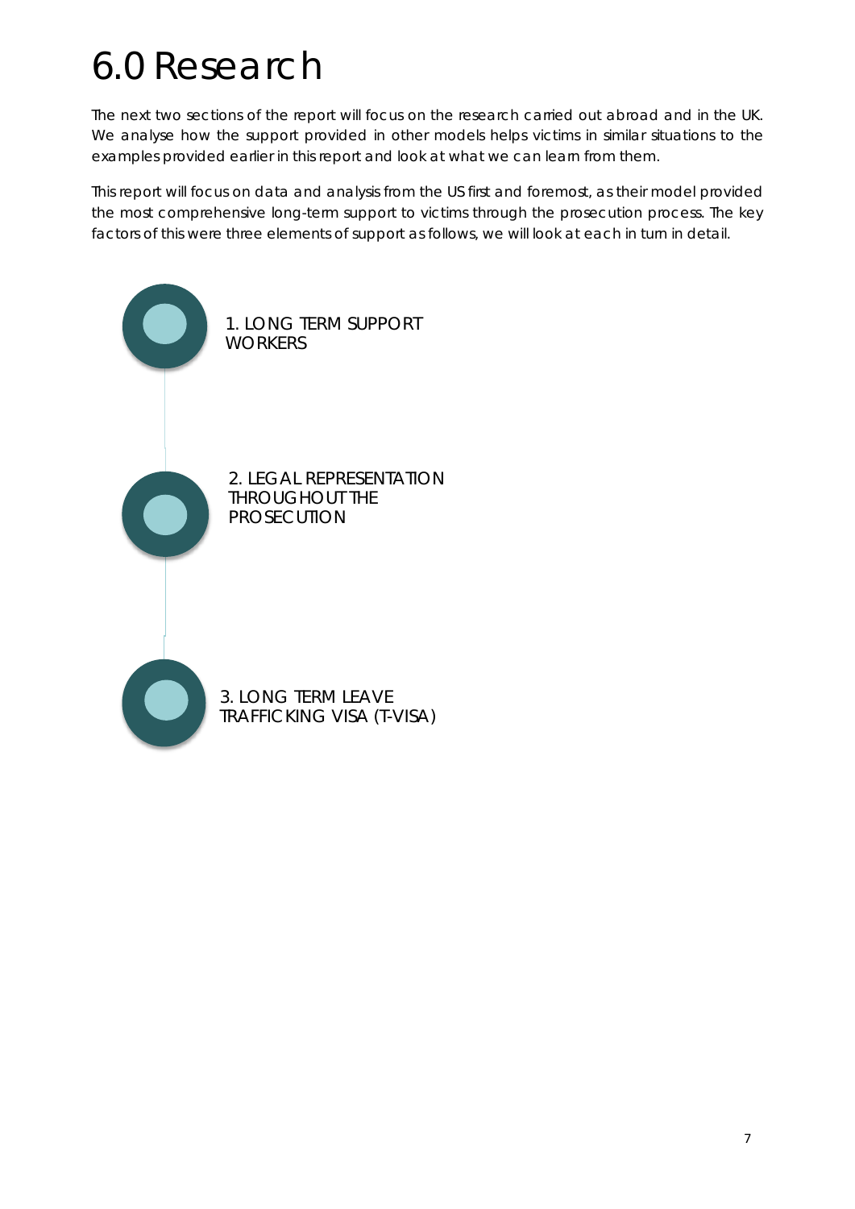# 6.0 Research

The next two sections of the report will focus on the research carried out abroad and in the UK. We analyse how the support provided in other models helps victims in similar situations to the examples provided earlier in this report and look at what we can learn from them.

This report will focus on data and analysis from the US first and foremost, as their model provided the most comprehensive long-term support to victims through the prosecution process. The key factors of this were three elements of support as follows, we will look at each in turn in detail.

1. LONG TERM SUPPORT WORKERS
2. LEGAL REPRESENTATION THROUGHOUT THE PROSECUTION
3. LONG TERM LEAVE TRAFFICKING VISA (T-VISA)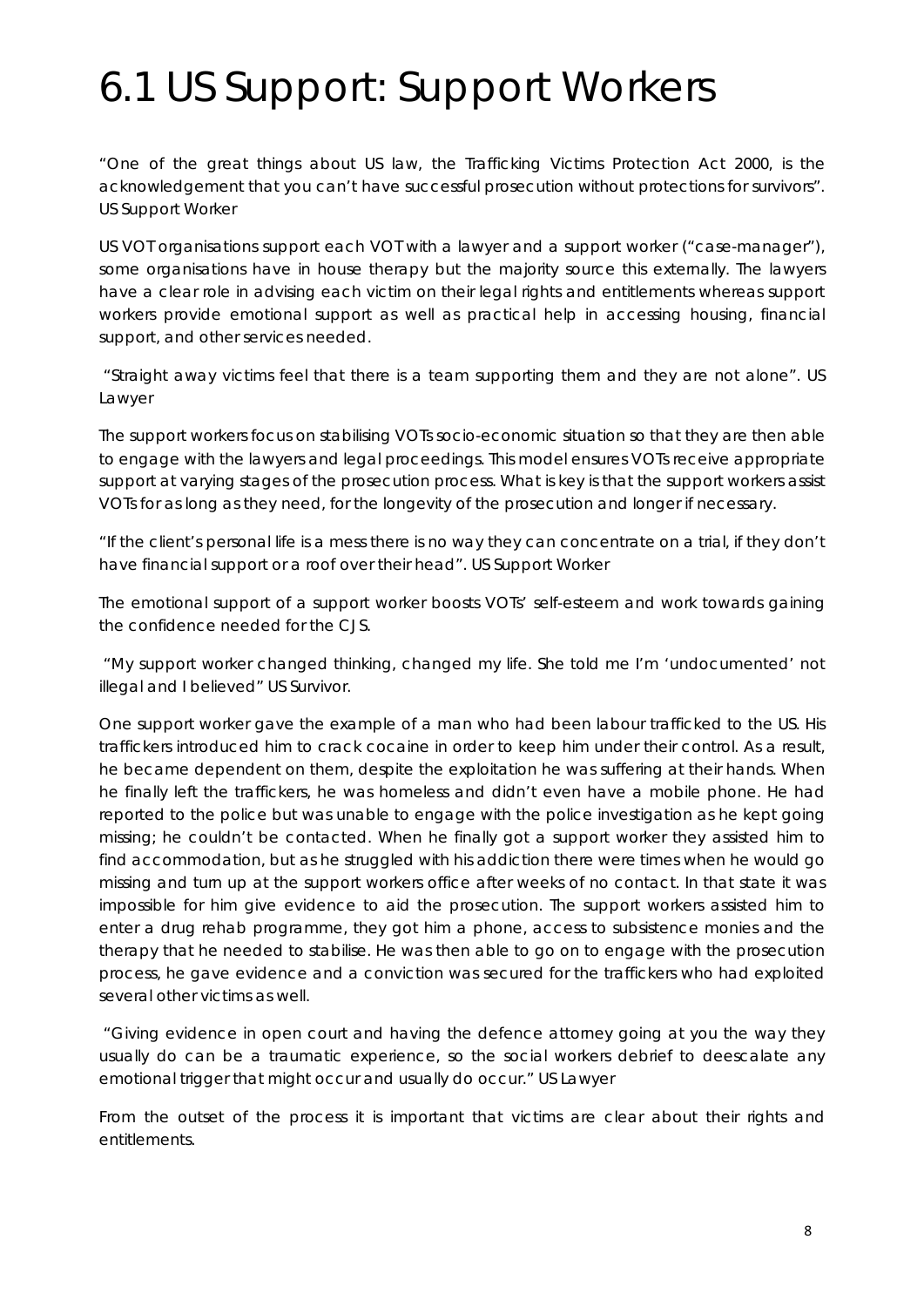# 6.1 US Support: Support Workers

"One of the great things about US law, the Trafficking Victims Protection Act 2000, is the acknowledgement that you can't have successful prosecution without protections for survivors". US Support Worker

US VOT organisations support each VOT with a lawyer and a support worker ("case-manager"), some organisations have in house therapy but the majority source this externally. The lawyers have a clear role in advising each victim on their legal rights and entitlements whereas support workers provide emotional support as well as practical help in accessing housing, financial support, and other services needed.

"Straight away victims feel that there is a team supporting them and they are not alone". US Lawyer

The support workers focus on stabilising VOTs socio-economic situation so that they are then able to engage with the lawyers and legal proceedings. This model ensures VOTs receive appropriate support at varying stages of the prosecution process. What is key is that the support workers assist VOTs for as long as they need, for the longevity of the prosecution and longer if necessary.

"If the client's personal life is a mess there is no way they can concentrate on a trial, if they don't have financial support or a roof over their head". US Support Worker

The emotional support of a support worker boosts VOTs' self-esteem and work towards gaining the confidence needed for the CJS.

"My support worker changed thinking, changed my life. She told me I'm 'undocumented' not illegal and I believed" US Survivor.

One support worker gave the example of a man who had been labour trafficked to the US. His traffickers introduced him to crack cocaine in order to keep him under their control. As a result, he became dependent on them, despite the exploitation he was suffering at their hands. When he finally left the traffickers, he was homeless and didn't even have a mobile phone. He had reported to the police but was unable to engage with the police investigation as he kept going missing; he couldn't be contacted. When he finally got a support worker they assisted him to find accommodation, but as he struggled with his addiction there were times when he would go missing and turn up at the support workers office after weeks of no contact. In that state it was impossible for him give evidence to aid the prosecution. The support workers assisted him to enter a drug rehab programme, they got him a phone, access to subsistence monies and the therapy that he needed to stabilise. He was then able to go on to engage with the prosecution process, he gave evidence and a conviction was secured for the traffickers who had exploited several other victims as well.

"Giving evidence in open court and having the defence attorney going at you the way they usually do can be a traumatic experience, so the social workers debrief to deescalate any emotional trigger that might occur and usually do occur." US Lawyer

From the outset of the process it is important that victims are clear about their rights and entitlements.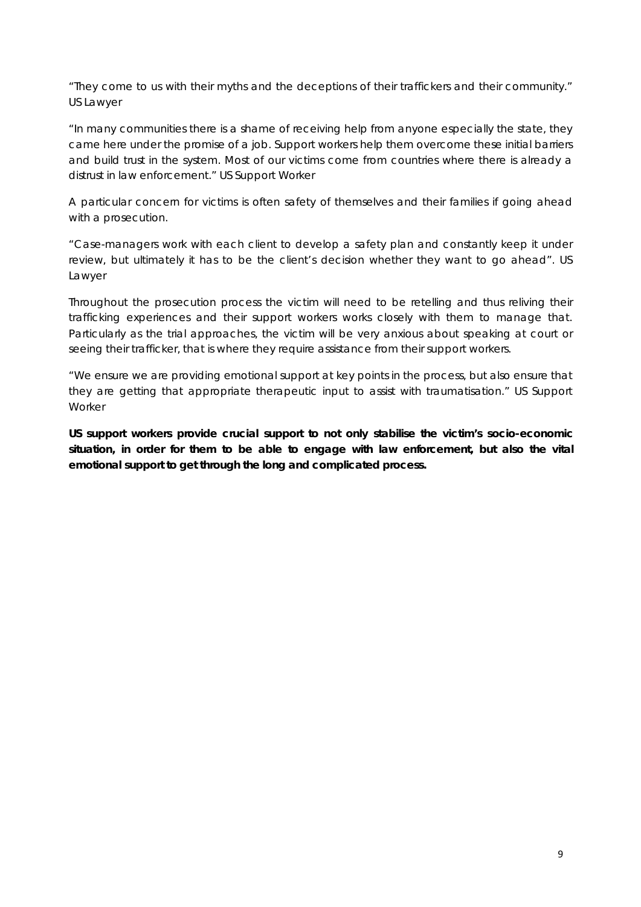"They come to us with their myths and the deceptions of their traffickers and their community." US Lawyer

"In many communities there is a shame of receiving help from anyone especially the state, they came here under the promise of a job. Support workers help them overcome these initial barriers and build trust in the system. Most of our victims come from countries where there is already a distrust in law enforcement." US Support Worker

A particular concern for victims is often safety of themselves and their families if going ahead with a prosecution.

"Case-managers work with each client to develop a safety plan and constantly keep it under review, but ultimately it has to be the client's decision whether they want to go ahead". US Lawyer

Throughout the prosecution process the victim will need to be retelling and thus reliving their trafficking experiences and their support workers works closely with them to manage that. Particularly as the trial approaches, the victim will be very anxious about speaking at court or seeing their trafficker, that is where they require assistance from their support workers.

"We ensure we are providing emotional support at key points in the process, but also ensure that they are getting that appropriate therapeutic input to assist with traumatisation." US Support Worker

**US support workers provide crucial support to not only stabilise the victim's socio-economic situation, in order for them to be able to engage with law enforcement, but also the vital emotional support to get through the long and complicated process.**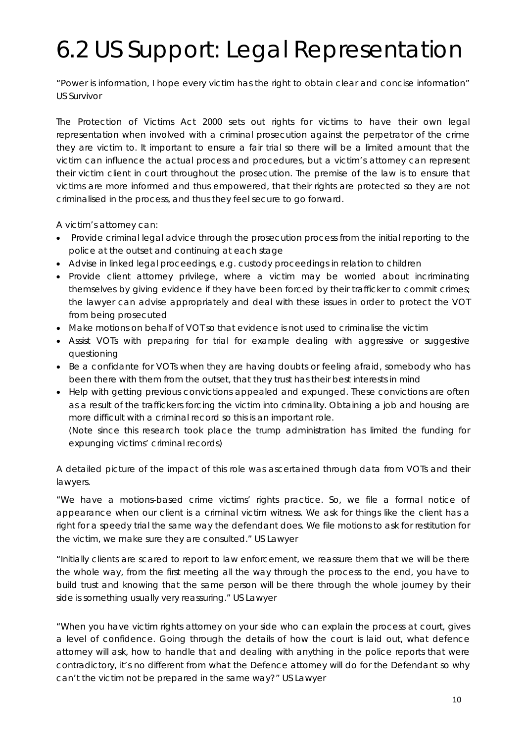# 6.2 US Support: Legal Representation

*"Power is information, I hope every victim has the right to obtain clear and concise information" US Survivor*

The Protection of Victims Act 2000 sets out rights for victims to have their own legal representation when involved with a criminal prosecution against the perpetrator of the crime they are victim to. It important to ensure a fair trial so there will be a limited amount that the victim can influence the actual process and procedures, but a victim's attorney can represent their victim client in court throughout the prosecution. The premise of the law is to ensure that victims are more informed and thus empowered, that their rights are protected so they are not criminalised in the process, and thus they feel secure to go forward.

A victim's attorney can:

- Provide criminal legal advice through the prosecution process from the initial reporting to the police at the outset and continuing at each stage
- Advise in linked legal proceedings, e.g. custody proceedings in relation to children
- Provide client attorney privilege, where a victim may be worried about incriminating themselves by giving evidence if they have been forced by their trafficker to commit crimes; the lawyer can advise appropriately and deal with these issues in order to protect the VOT from being prosecuted
- Make motions on behalf of VOT so that evidence is not used to criminalise the victim
- Assist VOTs with preparing for trial for example dealing with aggressive or suggestive questioning
- Be a confidante for VOTs when they are having doubts or feeling afraid, somebody who has been there with them from the outset, that they trust has their best interests in mind
- Help with getting previous convictions appealed and expunged. These convictions are often as a result of the traffickers forcing the victim into criminality. Obtaining a job and housing are more difficult with a criminal record so this is an important role.

  (Note since this research took place the trump administration has limited the funding for expunging victims' criminal records)

A detailed picture of the impact of this role was ascertained through data from VOTs and their lawyers.

*"We have a motions-based crime victims' rights practice. So, we file a formal notice of appearance when our client is a criminal victim witness. We ask for things like the client has a right for a speedy trial the same way the defendant does. We file motions to ask for restitution for the victim, we make sure they are consulted." US Lawyer*

*"Initially clients are scared to report to law enforcement, we reassure them that we will be there the whole way, from the first meeting all the way through the process to the end, you have to build trust and knowing that the same person will be there through the whole journey by their side is something usually very reassuring." US Lawyer*

*"When you have victim rights attorney on your side who can explain the process at court, gives a level of confidence. Going through the details of how the court is laid out, what defence attorney will ask, how to handle that and dealing with anything in the police reports that were contradictory, it's no different from what the Defence attorney will do for the Defendant so why can't the victim not be prepared in the same way?" US Lawyer*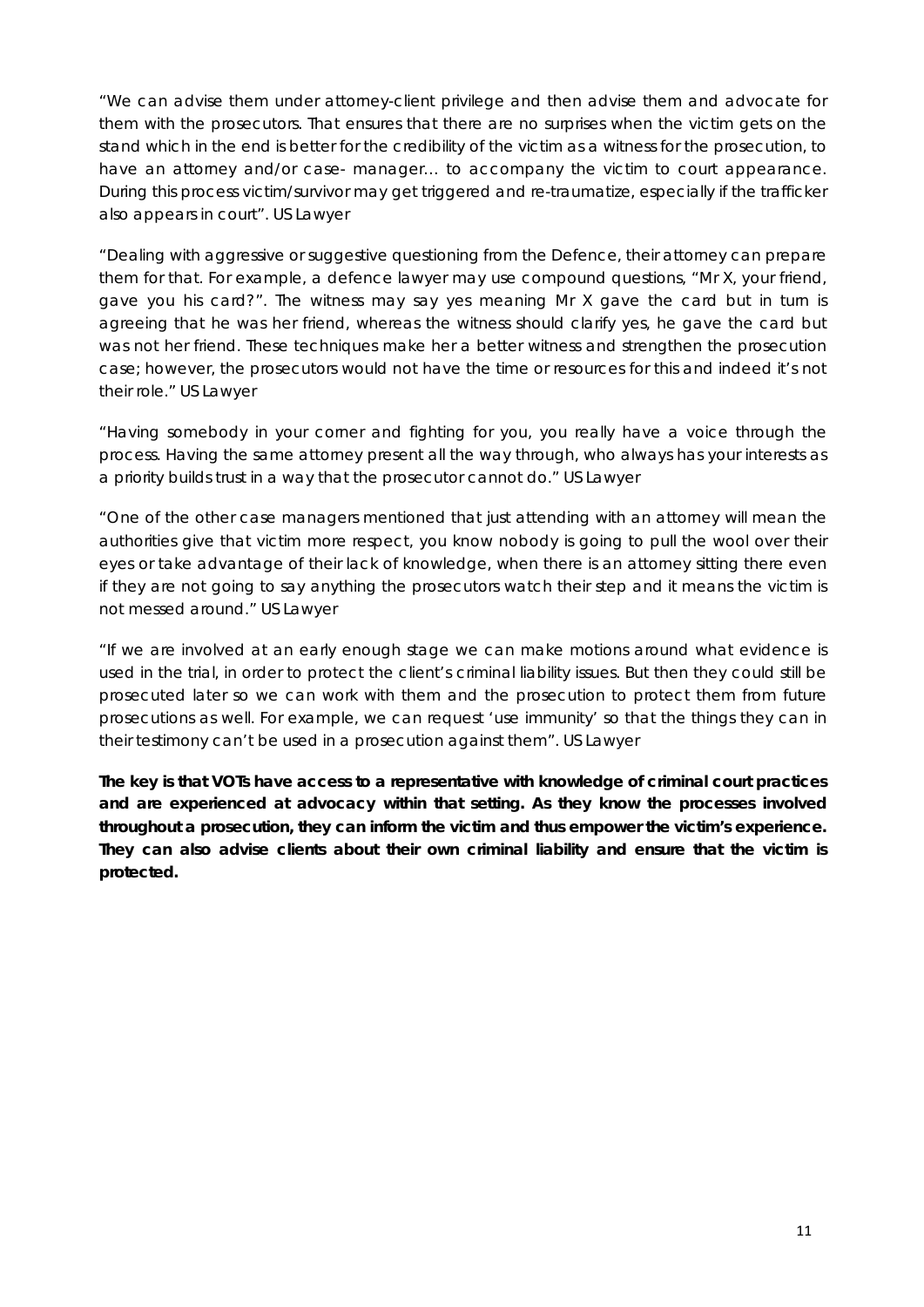"We can advise them under attorney-client privilege and then advise them and advocate for them with the prosecutors. That ensures that there are no surprises when the victim gets on the stand which in the end is better for the credibility of the victim as a witness for the prosecution, to have an attorney and/or case- manager… to accompany the victim to court appearance. During this process victim/survivor may get triggered and re-traumatize, especially if the trafficker also appears in court". US Lawyer

"Dealing with aggressive or suggestive questioning from the Defence, their attorney can prepare them for that. For example, a defence lawyer may use compound questions, "Mr X, your friend, gave you his card?". The witness may say yes meaning Mr X gave the card but in turn is agreeing that he was her friend, whereas the witness should clarify yes, he gave the card but was not her friend. These techniques make her a better witness and strengthen the prosecution case; however, the prosecutors would not have the time or resources for this and indeed it's not their role." US Lawyer

"Having somebody in your corner and fighting for you, you really have a voice through the process. Having the same attorney present all the way through, who always has your interests as a priority builds trust in a way that the prosecutor cannot do." US Lawyer

"One of the other case managers mentioned that just attending with an attorney will mean the authorities give that victim more respect, you know nobody is going to pull the wool over their eyes or take advantage of their lack of knowledge, when there is an attorney sitting there even if they are not going to say anything the prosecutors watch their step and it means the victim is not messed around." US Lawyer

"If we are involved at an early enough stage we can make motions around what evidence is used in the trial, in order to protect the client's criminal liability issues. But then they could still be prosecuted later so we can work with them and the prosecution to protect them from future prosecutions as well. For example, we can request 'use immunity' so that the things they can in their testimony can't be used in a prosecution against them". US Lawyer

**The key is that VOTs have access to a representative with knowledge of criminal court practices and are experienced at advocacy within that setting. As they know the processes involved throughout a prosecution, they can inform the victim and thus empower the victim's experience. They can also advise clients about their own criminal liability and ensure that the victim is protected.**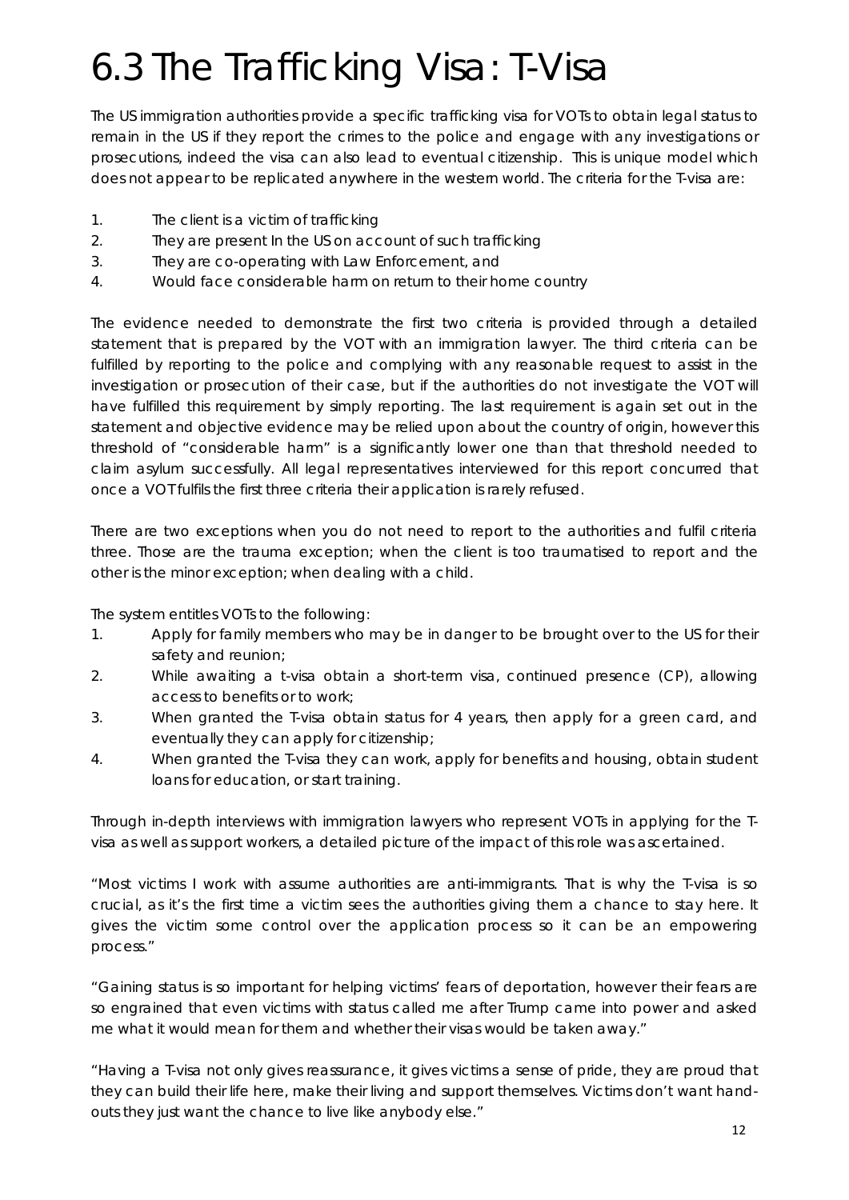# 6.3 The Trafficking Visa: T-Visa

The US immigration authorities provide a specific trafficking visa for VOTs to obtain legal status to remain in the US if they report the crimes to the police and engage with any investigations or prosecutions, indeed the visa can also lead to eventual citizenship. This is unique model which does not appear to be replicated anywhere in the western world. The criteria for the T-visa are:

1. The client is a victim of trafficking
2. They are present In the US on account of such trafficking
3. They are co-operating with Law Enforcement, and
4. Would face considerable harm on return to their home country

The evidence needed to demonstrate the first two criteria is provided through a detailed statement that is prepared by the VOT with an immigration lawyer. The third criteria can be fulfilled by reporting to the police and complying with any reasonable request to assist in the investigation or prosecution of their case, but if the authorities do not investigate the VOT will have fulfilled this requirement by simply reporting. The last requirement is again set out in the statement and objective evidence may be relied upon about the country of origin, however this threshold of "considerable harm" is a significantly lower one than that threshold needed to claim asylum successfully. All legal representatives interviewed for this report concurred that once a VOT fulfils the first three criteria their application is rarely refused.

There are two exceptions when you do not need to report to the authorities and fulfil criteria three. Those are the trauma exception; when the client is too traumatised to report and the other is the minor exception; when dealing with a child.

The system entitles VOTs to the following:

1. Apply for family members who may be in danger to be brought over to the US for their safety and reunion;
2. While awaiting a t-visa obtain a short-term visa, continued presence (CP), allowing access to benefits or to work;
3. When granted the T-visa obtain status for 4 years, then apply for a green card, and eventually they can apply for citizenship;
4. When granted the T-visa they can work, apply for benefits and housing, obtain student loans for education, or start training.

Through in-depth interviews with immigration lawyers who represent VOTs in applying for the T-visa as well as support workers, a detailed picture of the impact of this role was ascertained.

"Most victims I work with assume authorities are anti-immigrants. That is why the T-visa is so crucial, as it's the first time a victim sees the authorities giving them a chance to stay here. It gives the victim some control over the application process so it can be an empowering process."

"Gaining status is so important for helping victims' fears of deportation, however their fears are so engrained that even victims with status called me after Trump came into power and asked me what it would mean for them and whether their visas would be taken away."

"Having a T-visa not only gives reassurance, it gives victims a sense of pride, they are proud that they can build their life here, make their living and support themselves. Victims don't want hand-outs they just want the chance to live like anybody else."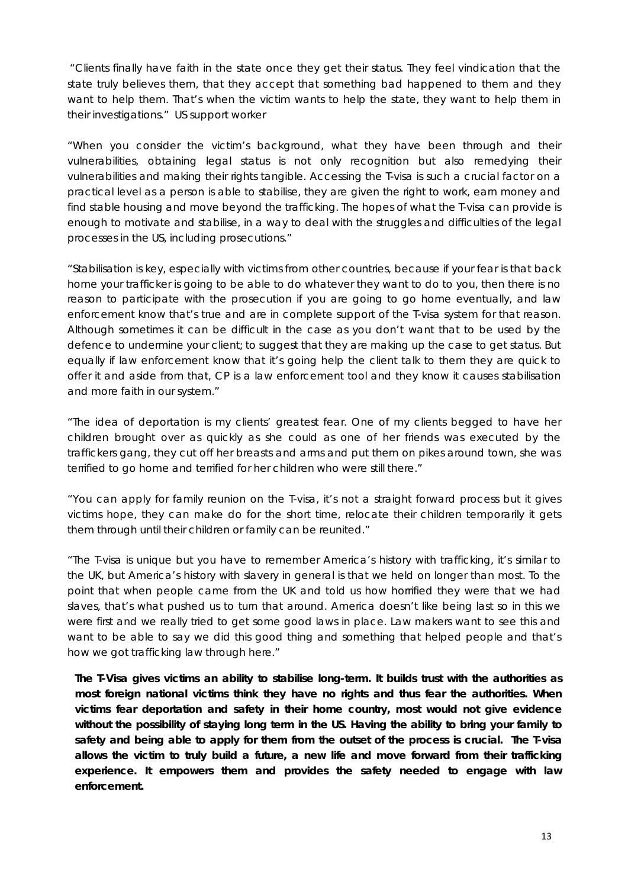"Clients finally have faith in the state once they get their status. They feel vindication that the state truly believes them, that they accept that something bad happened to them and they want to help them. That's when the victim wants to help the state, they want to help them in their investigations." US support worker

"When you consider the victim's background, what they have been through and their vulnerabilities, obtaining legal status is not only recognition but also remedying their vulnerabilities and making their rights tangible. Accessing the T-visa is such a crucial factor on a practical level as a person is able to stabilise, they are given the right to work, earn money and find stable housing and move beyond the trafficking. The hopes of what the T-visa can provide is enough to motivate and stabilise, in a way to deal with the struggles and difficulties of the legal processes in the US, including prosecutions."

"Stabilisation is key, especially with victims from other countries, because if your fear is that back home your trafficker is going to be able to do whatever they want to do to you, then there is no reason to participate with the prosecution if you are going to go home eventually, and law enforcement know that's true and are in complete support of the T-visa system for that reason. Although sometimes it can be difficult in the case as you don't want that to be used by the defence to undermine your client; to suggest that they are making up the case to get status. But equally if law enforcement know that it's going help the client talk to them they are quick to offer it and aside from that, CP is a law enforcement tool and they know it causes stabilisation and more faith in our system."

"The idea of deportation is my clients' greatest fear. One of my clients begged to have her children brought over as quickly as she could as one of her friends was executed by the traffickers gang, they cut off her breasts and arms and put them on pikes around town, she was terrified to go home and terrified for her children who were still there."

"You can apply for family reunion on the T-visa, it's not a straight forward process but it gives victims hope, they can make do for the short time, relocate their children temporarily it gets them through until their children or family can be reunited."

"The T-visa is unique but you have to remember America's history with trafficking, it's similar to the UK, but America's history with slavery in general is that we held on longer than most. To the point that when people came from the UK and told us how horrified they were that we had slaves, that's what pushed us to turn that around. America doesn't like being last so in this we were first and we really tried to get some good laws in place. Law makers want to see this and want to be able to say we did this good thing and something that helped people and that's how we got trafficking law through here."

**The T-Visa gives victims an ability to stabilise long-term. It builds trust with the authorities as most foreign national victims think they have no rights and thus fear the authorities. When victims fear deportation and safety in their home country, most would not give evidence without the possibility of staying long term in the US. Having the ability to bring your family to safety and being able to apply for them from the outset of the process is crucial. The T-visa allows the victim to truly build a future, a new life and move forward from their trafficking experience. It empowers them and provides the safety needed to engage with law enforcement.**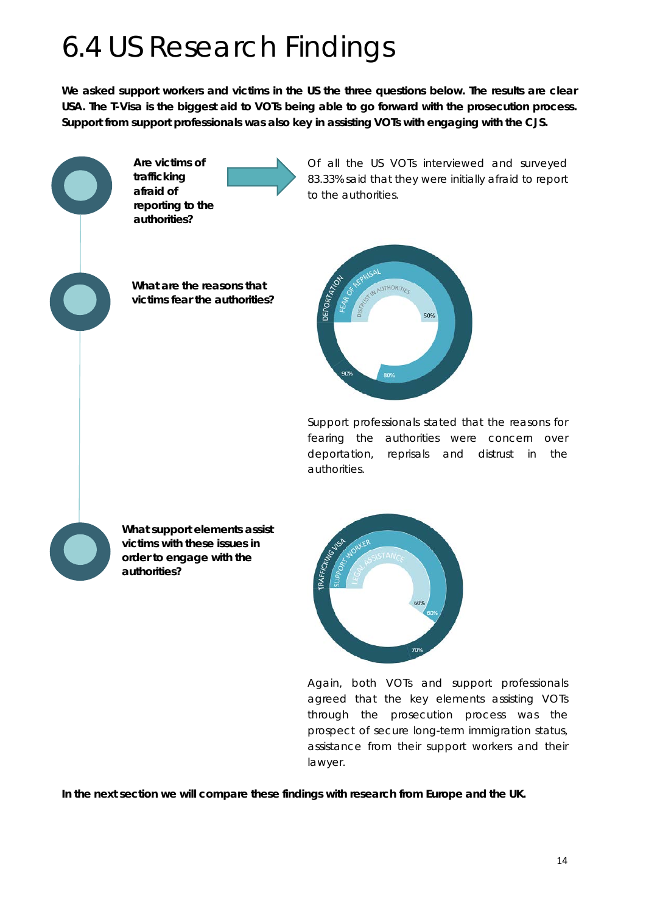# 6.4 US Research Findings

**We asked support workers and victims in the US the three questions below. The results are clear USA. The T-Visa is the biggest aid to VOTs being able to go forward with the prosecution process. Support from support professionals was also key in assisting VOTs with engaging with the CJS.**

**Are victims of trafficking afraid of reporting to the authorities?**

Of all the US VOTs interviewed and surveyed 83.33% said that they were initially afraid to report to the authorities.

**What are the reasons that victims fear the authorities?**

DEPORTATION 90%
FEAR OF REPRISAL 80%
DISTRUST IN AUTHORITIES 50%

Support professionals stated that the reasons for fearing the authorities were concern over deportation, reprisals and distrust in the authorities.

**What support elements assist victims with these issues in order to engage with the authorities?**

TRAFFICKING VISA 70%
SUPPORT WORKER 60%
LEGAL ASSISTANCE 60%

Again, both VOTs and support professionals agreed that the key elements assisting VOTs through the prosecution process was the prospect of secure long-term immigration status, assistance from their support workers and their lawyer.

**In the next section we will compare these findings with research from Europe and the UK.**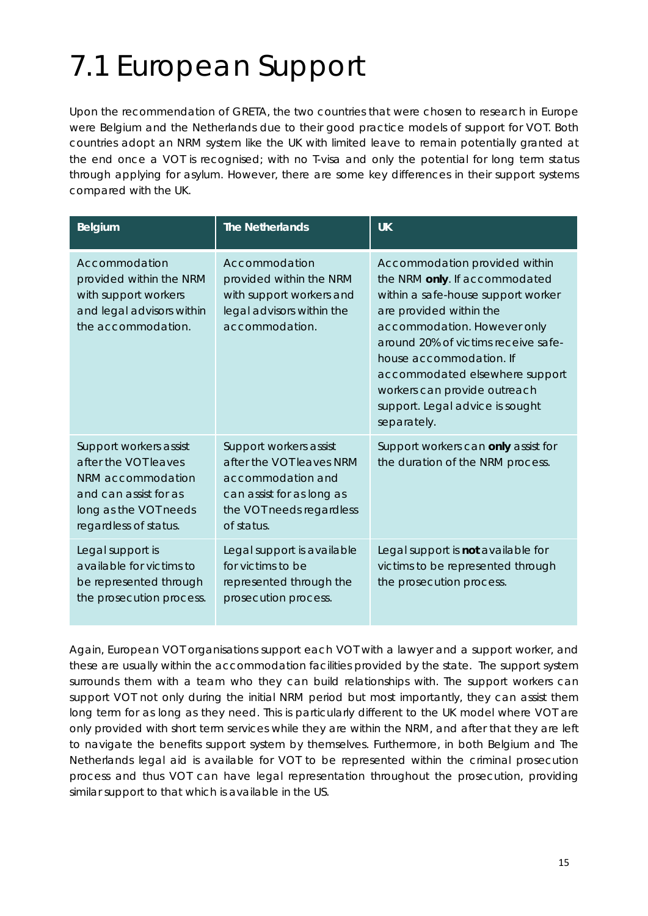# 7.1 European Support

Upon the recommendation of GRETA, the two countries that were chosen to research in Europe were Belgium and the Netherlands due to their good practice models of support for VOT. Both countries adopt an NRM system like the UK with limited leave to remain potentially granted at the end once a VOT is recognised; with no T-visa and only the potential for long term status through applying for asylum. However, there are some key differences in their support systems compared with the UK.

| Belgium | The Netherlands | UK |
|---|---|---|
| Accommodation provided within the NRM with support workers and legal advisors within the accommodation. | Accommodation provided within the NRM with support workers and legal advisors within the accommodation. | Accommodation provided within the NRM **only**. If accommodated within a safe-house support worker are provided within the accommodation. However only around 20% of victims receive safe-house accommodation. If accommodated elsewhere support workers can provide outreach support. Legal advice is sought separately. |
| Support workers assist after the VOT leaves NRM accommodation and can assist for as long as the VOT needs regardless of status. | Support workers assist after the VOT leaves NRM accommodation and can assist for as long as the VOT needs regardless of status. | Support workers can **only** assist for the duration of the NRM process. |
| Legal support is available for victims to be represented through the prosecution process. | Legal support is available for victims to be represented through the prosecution process. | Legal support is **not** available for victims to be represented through the prosecution process. |

Again, European VOT organisations support each VOT with a lawyer and a support worker, and these are usually within the accommodation facilities provided by the state. The support system surrounds them with a team who they can build relationships with. The support workers can support VOT not only during the initial NRM period but most importantly, they can assist them long term for as long as they need. This is particularly different to the UK model where VOT are only provided with short term services while they are within the NRM, and after that they are left to navigate the benefits support system by themselves. Furthermore, in both Belgium and The Netherlands legal aid is available for VOT to be represented within the criminal prosecution process and thus VOT can have legal representation throughout the prosecution, providing similar support to that which is available in the US.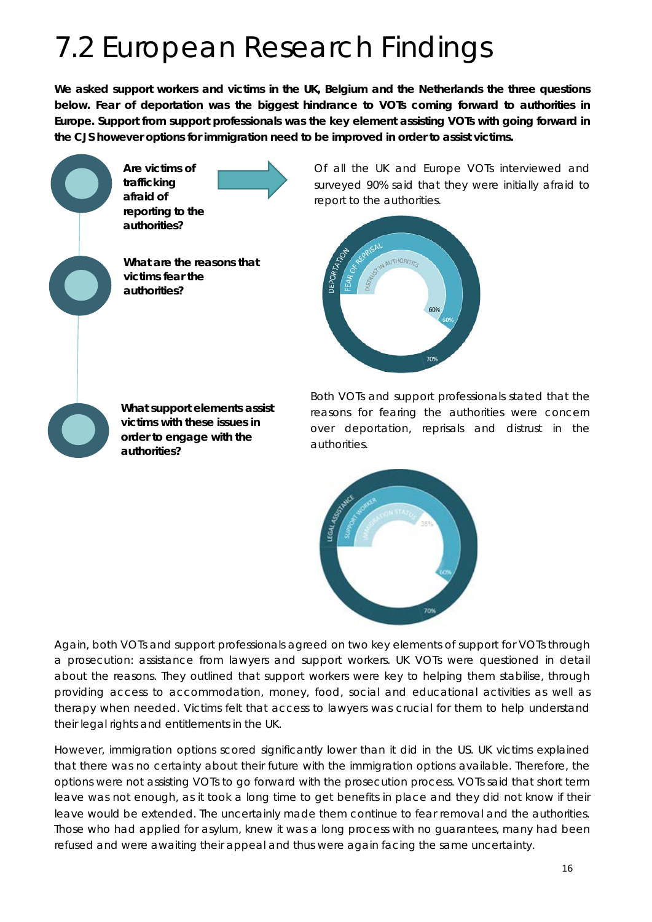# 7.2 European Research Findings

**We asked support workers and victims in the UK, Belgium and the Netherlands the three questions below. Fear of deportation was the biggest hindrance to VOTs coming forward to authorities in Europe. Support from support professionals was the key element assisting VOTs with going forward in the CJS however options for immigration need to be improved in order to assist victims.**

**Are victims of trafficking afraid of reporting to the authorities?**

Of all the UK and Europe VOTs interviewed and surveyed 90% said that they were initially afraid to report to the authorities.

**What are the reasons that victims fear the authorities?**

DEPORTATION 70%, FEAR OF REPRISAL 60%, DISTRUST IN AUTHORITIES 60%

Both VOTs and support professionals stated that the reasons for fearing the authorities were concern over deportation, reprisals and distrust in the authorities.

**What support elements assist victims with these issues in order to engage with the authorities?**

LEGAL ASSISTANCE 70%, SUPPORT WORKER 60%, IMMIGRATION STATUS 35%

Again, both VOTs and support professionals agreed on two key elements of support for VOTs through a prosecution: assistance from lawyers and support workers. UK VOTs were questioned in detail about the reasons. They outlined that support workers were key to helping them stabilise, through providing access to accommodation, money, food, social and educational activities as well as therapy when needed. Victims felt that access to lawyers was crucial for them to help understand their legal rights and entitlements in the UK.

However, immigration options scored significantly lower than it did in the US. UK victims explained that there was no certainty about their future with the immigration options available. Therefore, the options were not assisting VOTs to go forward with the prosecution process. VOTs said that short term leave was not enough, as it took a long time to get benefits in place and they did not know if their leave would be extended. The uncertainly made them continue to fear removal and the authorities. Those who had applied for asylum, knew it was a long process with no guarantees, many had been refused and were awaiting their appeal and thus were again facing the same uncertainty.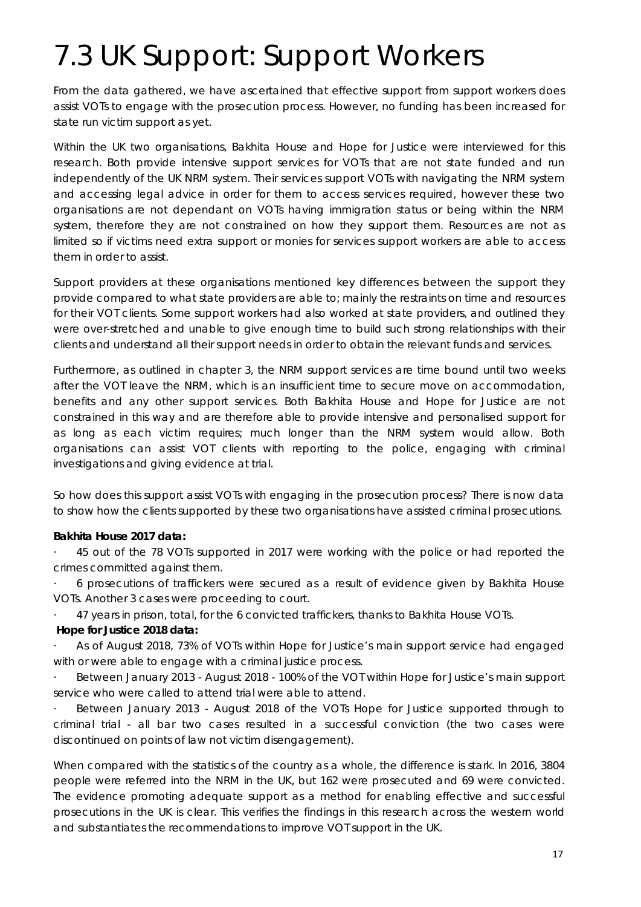# 7.3 UK Support: Support Workers

From the data gathered, we have ascertained that effective support from support workers does assist VOTs to engage with the prosecution process. However, no funding has been increased for state run victim support as yet.

Within the UK two organisations, Bakhita House and Hope for Justice were interviewed for this research. Both provide intensive support services for VOTs that are not state funded and run independently of the UK NRM system. Their services support VOTs with navigating the NRM system and accessing legal advice in order for them to access services required, however these two organisations are not dependant on VOTs having immigration status or being within the NRM system, therefore they are not constrained on how they support them. Resources are not as limited so if victims need extra support or monies for services support workers are able to access them in order to assist.

Support providers at these organisations mentioned key differences between the support they provide compared to what state providers are able to; mainly the restraints on time and resources for their VOT clients. Some support workers had also worked at state providers, and outlined they were over-stretched and unable to give enough time to build such strong relationships with their clients and understand all their support needs in order to obtain the relevant funds and services.

Furthermore, as outlined in chapter 3, the NRM support services are time bound until two weeks after the VOT leave the NRM, which is an insufficient time to secure move on accommodation, benefits and any other support services. Both Bakhita House and Hope for Justice are not constrained in this way and are therefore able to provide intensive and personalised support for as long as each victim requires; much longer than the NRM system would allow. Both organisations can assist VOT clients with reporting to the police, engaging with criminal investigations and giving evidence at trial.

So how does this support assist VOTs with engaging in the prosecution process? There is now data to show how the clients supported by these two organisations have assisted criminal prosecutions.

**Bakhita House 2017 data:**

- 45 out of the 78 VOTs supported in 2017 were working with the police or had reported the crimes committed against them.
- 6 prosecutions of traffickers were secured as a result of evidence given by Bakhita House VOTs. Another 3 cases were proceeding to court.
- 47 years in prison, total, for the 6 convicted traffickers, thanks to Bakhita House VOTs.

**Hope for Justice 2018 data:**

- As of August 2018, 73% of VOTs within Hope for Justice's main support service had engaged with or were able to engage with a criminal justice process.
- Between January 2013 - August 2018 - 100% of the VOT within Hope for Justice's main support service who were called to attend trial were able to attend.
- Between January 2013 - August 2018 of the VOTs Hope for Justice supported through to criminal trial - all bar two cases resulted in a successful conviction (the two cases were discontinued on points of law not victim disengagement).

When compared with the statistics of the country as a whole, the difference is stark. In 2016, 3804 people were referred into the NRM in the UK, but 162 were prosecuted and 69 were convicted. The evidence promoting adequate support as a method for enabling effective and successful prosecutions in the UK is clear. This verifies the findings in this research across the western world and substantiates the recommendations to improve VOT support in the UK.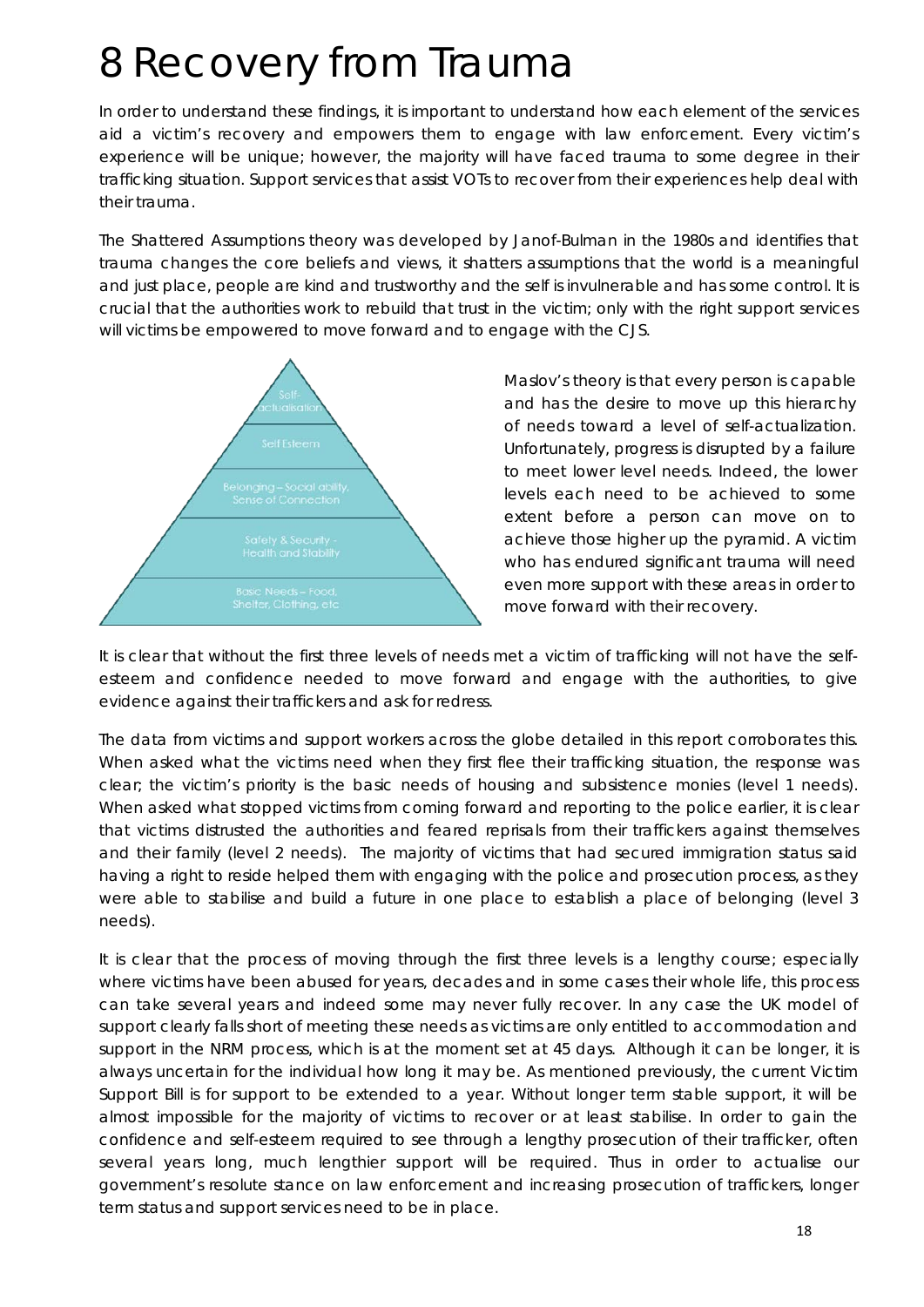# 8 Recovery from Trauma

In order to understand these findings, it is important to understand how each element of the services aid a victim's recovery and empowers them to engage with law enforcement. Every victim's experience will be unique; however, the majority will have faced trauma to some degree in their trafficking situation. Support services that assist VOTs to recover from their experiences help deal with their trauma.

The Shattered Assumptions theory was developed by Janof-Bulman in the 1980s and identifies that trauma changes the core beliefs and views, it shatters assumptions that the world is a meaningful and just place, people are kind and trustworthy and the self is invulnerable and has some control. It is crucial that the authorities work to rebuild that trust in the victim; only with the right support services will victims be empowered to move forward and to engage with the CJS.

Self-actualisation

Self Esteem

Belonging – Social ability, Sense of Connection

Safety & Security - Health and Stability

Basic Needs – Food, Shelter, Clothing, etc

Maslov's theory is that every person is capable and has the desire to move up this hierarchy of needs toward a level of self-actualization. Unfortunately, progress is disrupted by a failure to meet lower level needs. Indeed, the lower levels each need to be achieved to some extent before a person can move on to achieve those higher up the pyramid. A victim who has endured significant trauma will need even more support with these areas in order to move forward with their recovery.

It is clear that without the first three levels of needs met a victim of trafficking will not have the self-esteem and confidence needed to move forward and engage with the authorities, to give evidence against their traffickers and ask for redress.

The data from victims and support workers across the globe detailed in this report corroborates this. When asked what the victims need when they first flee their trafficking situation, the response was clear; the victim's priority is the basic needs of housing and subsistence monies (level 1 needs). When asked what stopped victims from coming forward and reporting to the police earlier, it is clear that victims distrusted the authorities and feared reprisals from their traffickers against themselves and their family (level 2 needs). The majority of victims that had secured immigration status said having a right to reside helped them with engaging with the police and prosecution process, as they were able to stabilise and build a future in one place to establish a place of belonging (level 3 needs).

It is clear that the process of moving through the first three levels is a lengthy course; especially where victims have been abused for years, decades and in some cases their whole life, this process can take several years and indeed some may never fully recover. In any case the UK model of support clearly falls short of meeting these needs as victims are only entitled to accommodation and support in the NRM process, which is at the moment set at 45 days. Although it can be longer, it is always uncertain for the individual how long it may be. As mentioned previously, the current Victim Support Bill is for support to be extended to a year. Without longer term stable support, it will be almost impossible for the majority of victims to recover or at least stabilise. In order to gain the confidence and self-esteem required to see through a lengthy prosecution of their trafficker, often several years long, much lengthier support will be required. Thus in order to actualise our government's resolute stance on law enforcement and increasing prosecution of traffickers, longer term status and support services need to be in place.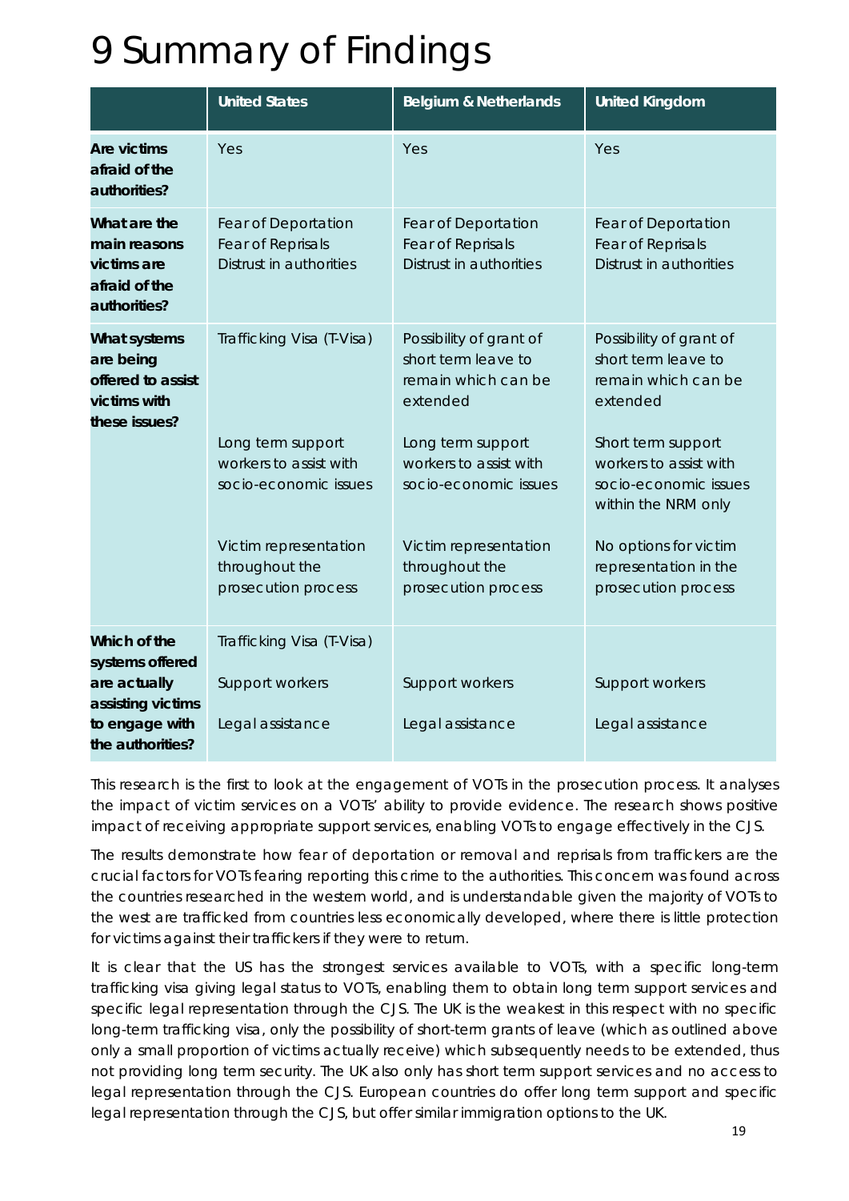# 9 Summary of Findings

| | United States | Belgium & Netherlands | United Kingdom |
|---|---|---|---|
| **Are victims afraid of the authorities?** | Yes | Yes | Yes |
| **What are the main reasons victims are afraid of the authorities?** | Fear of Deportation<br>Fear of Reprisals<br>Distrust in authorities | Fear of Deportation<br>Fear of Reprisals<br>Distrust in authorities | Fear of Deportation<br>Fear of Reprisals<br>Distrust in authorities |
| **What systems are being offered to assist victims with these issues?** | Trafficking Visa (T-Visa)<br><br>Long term support workers to assist with socio-economic issues<br><br>Victim representation throughout the prosecution process | Possibility of grant of short term leave to remain which can be extended<br><br>Long term support workers to assist with socio-economic issues<br><br>Victim representation throughout the prosecution process | Possibility of grant of short term leave to remain which can be extended<br><br>Short term support workers to assist with socio-economic issues within the NRM only<br><br>No options for victim representation in the prosecution process |
| **Which of the systems offered are actually assisting victims to engage with the authorities?** | Trafficking Visa (T-Visa)<br><br>Support workers<br><br>Legal assistance | Support workers<br><br>Legal assistance | Support workers<br><br>Legal assistance |

This research is the first to look at the engagement of VOTs in the prosecution process. It analyses the impact of victim services on a VOTs' ability to provide evidence. The research shows positive impact of receiving appropriate support services, enabling VOTs to engage effectively in the CJS.

The results demonstrate how fear of deportation or removal and reprisals from traffickers are the crucial factors for VOTs fearing reporting this crime to the authorities. This concern was found across the countries researched in the western world, and is understandable given the majority of VOTs to the west are trafficked from countries less economically developed, where there is little protection for victims against their traffickers if they were to return.

It is clear that the US has the strongest services available to VOTs, with a specific long-term trafficking visa giving legal status to VOTs, enabling them to obtain long term support services and specific legal representation through the CJS. The UK is the weakest in this respect with no specific long-term trafficking visa, only the possibility of short-term grants of leave (which as outlined above only a small proportion of victims actually receive) which subsequently needs to be extended, thus not providing long term security. The UK also only has short term support services and no access to legal representation through the CJS. European countries do offer long term support and specific legal representation through the CJS, but offer similar immigration options to the UK.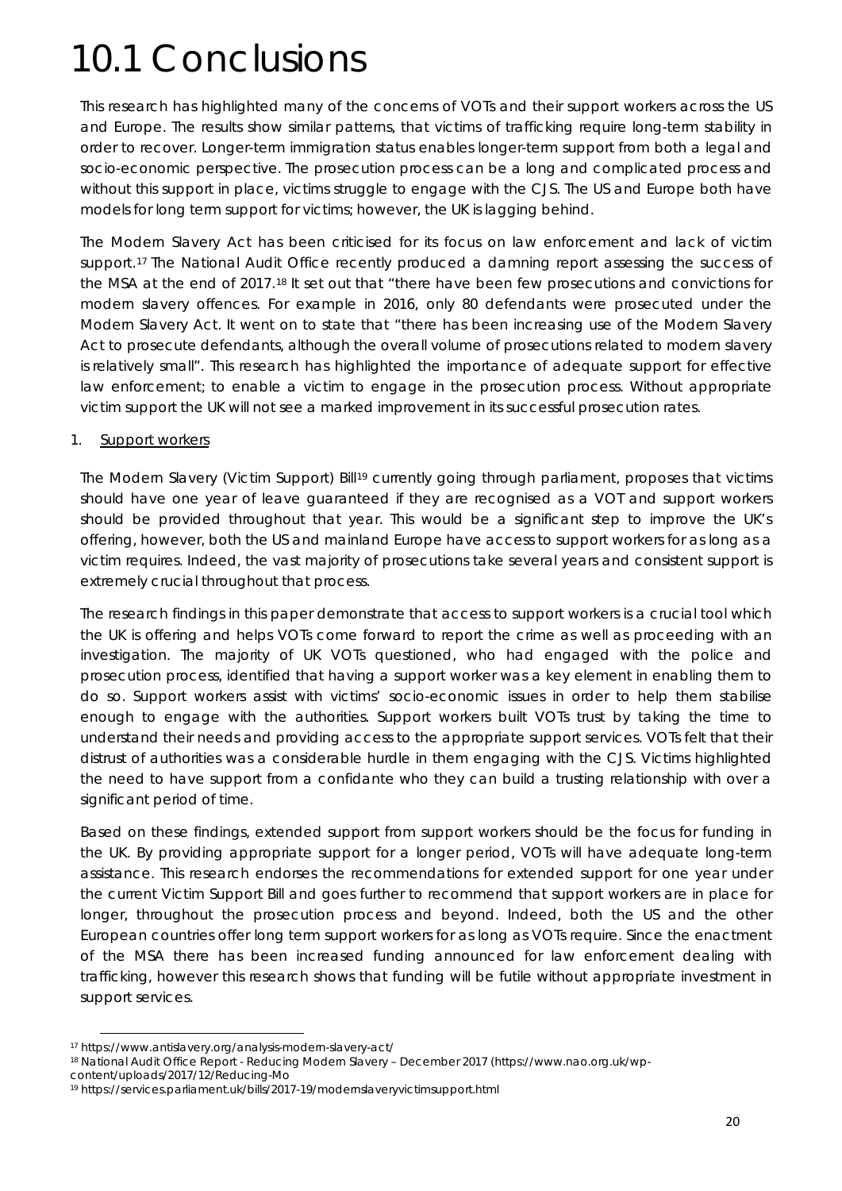# 10.1 Conclusions

This research has highlighted many of the concerns of VOTs and their support workers across the US and Europe. The results show similar patterns, that victims of trafficking require long-term stability in order to recover. Longer-term immigration status enables longer-term support from both a legal and socio-economic perspective. The prosecution process can be a long and complicated process and without this support in place, victims struggle to engage with the CJS. The US and Europe both have models for long term support for victims; however, the UK is lagging behind.

The Modern Slavery Act has been criticised for its focus on law enforcement and lack of victim support.[17] The National Audit Office recently produced a damning report assessing the success of the MSA at the end of 2017.[18] It set out that "there have been few prosecutions and convictions for modern slavery offences. For example in 2016, only 80 defendants were prosecuted under the Modern Slavery Act. It went on to state that "there has been increasing use of the Modern Slavery Act to prosecute defendants, although the overall volume of prosecutions related to modern slavery is relatively small". This research has highlighted the importance of adequate support for effective law enforcement; to enable a victim to engage in the prosecution process. Without appropriate victim support the UK will not see a marked improvement in its successful prosecution rates.

1. Support workers

The Modern Slavery (Victim Support) Bill[19] currently going through parliament, proposes that victims should have one year of leave guaranteed if they are recognised as a VOT and support workers should be provided throughout that year. This would be a significant step to improve the UK's offering, however, both the US and mainland Europe have access to support workers for as long as a victim requires. Indeed, the vast majority of prosecutions take several years and consistent support is extremely crucial throughout that process.

The research findings in this paper demonstrate that access to support workers is a crucial tool which the UK is offering and helps VOTs come forward to report the crime as well as proceeding with an investigation. The majority of UK VOTs questioned, who had engaged with the police and prosecution process, identified that having a support worker was a key element in enabling them to do so. Support workers assist with victims' socio-economic issues in order to help them stabilise enough to engage with the authorities. Support workers built VOTs trust by taking the time to understand their needs and providing access to the appropriate support services. VOTs felt that their distrust of authorities was a considerable hurdle in them engaging with the CJS. Victims highlighted the need to have support from a confidante who they can build a trusting relationship with over a significant period of time.

Based on these findings, extended support from support workers should be the focus for funding in the UK. By providing appropriate support for a longer period, VOTs will have adequate long-term assistance. This research endorses the recommendations for extended support for one year under the current Victim Support Bill and goes further to recommend that support workers are in place for longer, throughout the prosecution process and beyond. Indeed, both the US and the other European countries offer long term support workers for as long as VOTs require. Since the enactment of the MSA there has been increased funding announced for law enforcement dealing with trafficking, however this research shows that funding will be futile without appropriate investment in support services.

---

[17] https://www.antislavery.org/analysis-modern-slavery-act/

[18] National Audit Office Report - Reducing Modern Slavery – December 2017 (https://www.nao.org.uk/wp-content/uploads/2017/12/Reducing-Mo

[19] https://services.parliament.uk/bills/2017-19/modernslaveryvictimsupport.html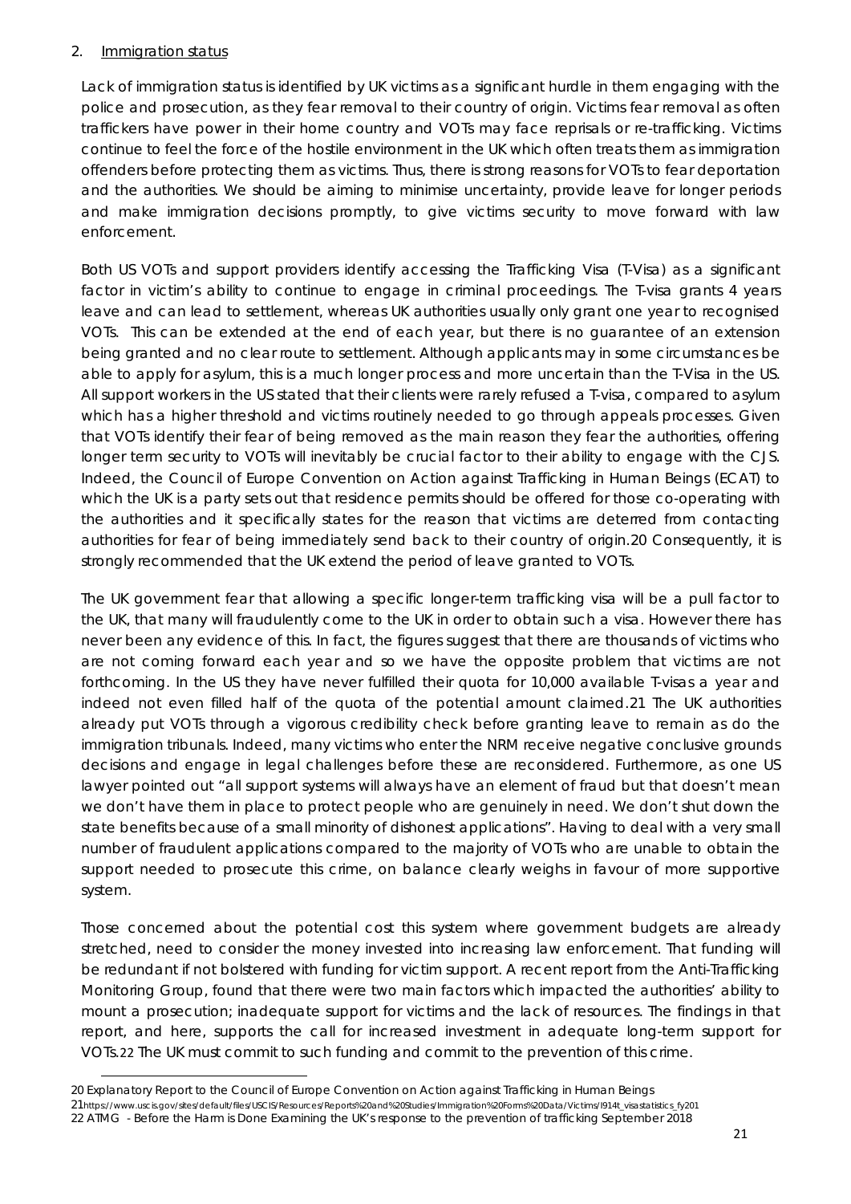2. Immigration status

Lack of immigration status is identified by UK victims as a significant hurdle in them engaging with the police and prosecution, as they fear removal to their country of origin. Victims fear removal as often traffickers have power in their home country and VOTs may face reprisals or re-trafficking. Victims continue to feel the force of the hostile environment in the UK which often treats them as immigration offenders before protecting them as victims. Thus, there is strong reasons for VOTs to fear deportation and the authorities. We should be aiming to minimise uncertainty, provide leave for longer periods and make immigration decisions promptly, to give victims security to move forward with law enforcement.

Both US VOTs and support providers identify accessing the Trafficking Visa (T-Visa) as a significant factor in victim's ability to continue to engage in criminal proceedings. The T-visa grants 4 years leave and can lead to settlement, whereas UK authorities usually only grant one year to recognised VOTs. This can be extended at the end of each year, but there is no guarantee of an extension being granted and no clear route to settlement. Although applicants may in some circumstances be able to apply for asylum, this is a much longer process and more uncertain than the T-Visa in the US. All support workers in the US stated that their clients were rarely refused a T-visa, compared to asylum which has a higher threshold and victims routinely needed to go through appeals processes. Given that VOTs identify their fear of being removed as the main reason they fear the authorities, offering longer term security to VOTs will inevitably be crucial factor to their ability to engage with the CJS. Indeed, the Council of Europe Convention on Action against Trafficking in Human Beings (ECAT) to which the UK is a party sets out that residence permits should be offered for those co-operating with the authorities and it specifically states for the reason that victims are deterred from contacting authorities for fear of being immediately send back to their country of origin.[20] Consequently, it is strongly recommended that the UK extend the period of leave granted to VOTs.

The UK government fear that allowing a specific longer-term trafficking visa will be a pull factor to the UK, that many will fraudulently come to the UK in order to obtain such a visa. However there has never been any evidence of this. In fact, the figures suggest that there are thousands of victims who are not coming forward each year and so we have the opposite problem that victims are not forthcoming. In the US they have never fulfilled their quota for 10,000 available T-visas a year and indeed not even filled half of the quota of the potential amount claimed.[21] The UK authorities already put VOTs through a vigorous credibility check before granting leave to remain as do the immigration tribunals. Indeed, many victims who enter the NRM receive negative conclusive grounds decisions and engage in legal challenges before these are reconsidered. Furthermore, as one US lawyer pointed out "all support systems will always have an element of fraud but that doesn't mean we don't have them in place to protect people who are genuinely in need. We don't shut down the state benefits because of a small minority of dishonest applications". Having to deal with a very small number of fraudulent applications compared to the majority of VOTs who are unable to obtain the support needed to prosecute this crime, on balance clearly weighs in favour of more supportive system.

Those concerned about the potential cost this system where government budgets are already stretched, need to consider the money invested into increasing law enforcement. That funding will be redundant if not bolstered with funding for victim support. A recent report from the Anti-Trafficking Monitoring Group, found that there were two main factors which impacted the authorities' ability to mount a prosecution; inadequate support for victims and the lack of resources. The findings in that report, and here, supports the call for increased investment in adequate long-term support for VOTs.[22] The UK must commit to such funding and commit to the prevention of this crime.

---

[20] Explanatory Report to the Council of Europe Convention on Action against Trafficking in Human Beings

[21] https://www.uscis.gov/sites/default/files/USCIS/Resources/Reports%20and%20Studies/Immigration%20Forms%20Data/Victims/I914t_visastatistics_fy201

[22] ATMG - Before the Harm is Done Examining the UK's response to the prevention of trafficking September 2018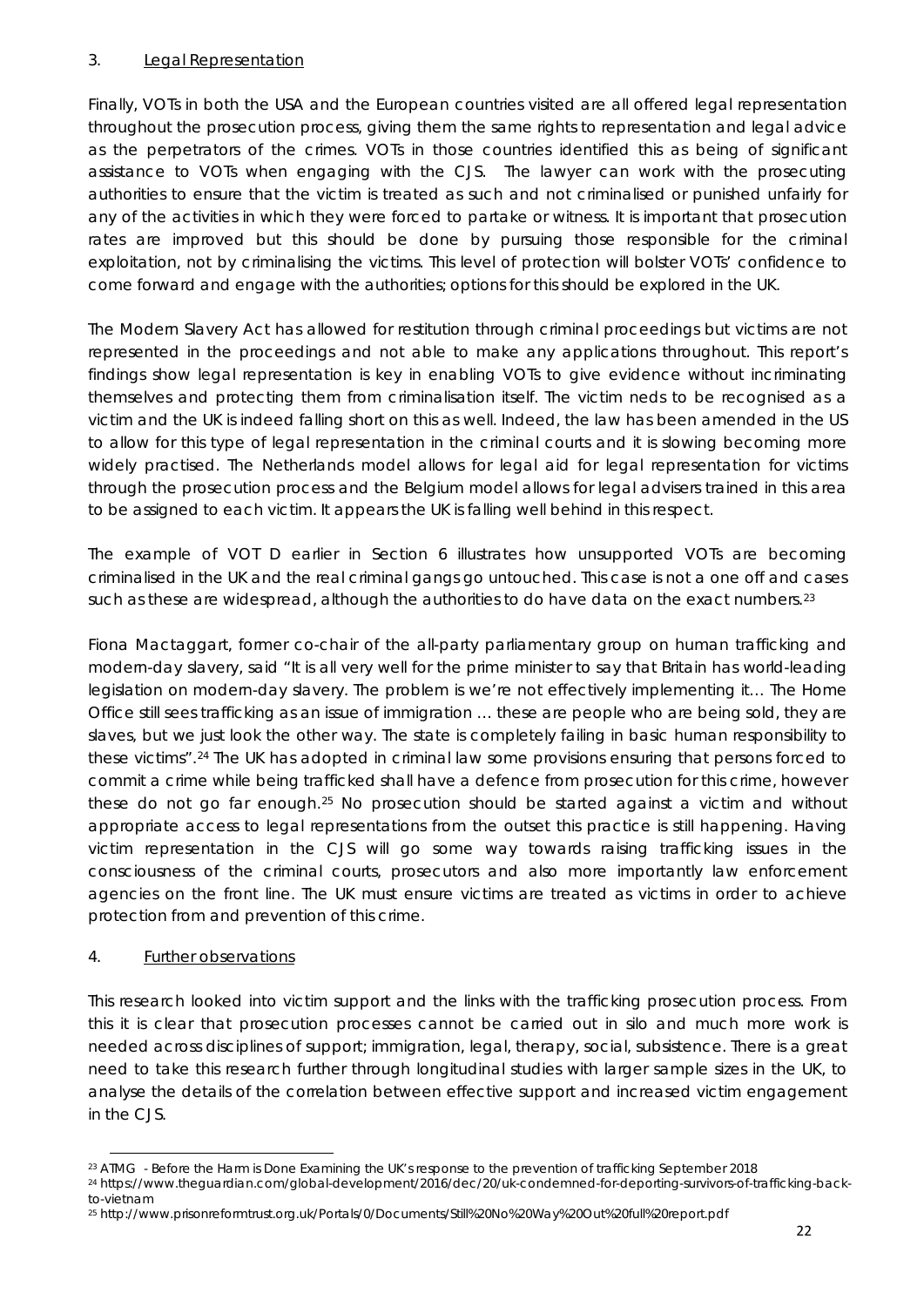### 3. Legal Representation

Finally, VOTs in both the USA and the European countries visited are all offered legal representation throughout the prosecution process, giving them the same rights to representation and legal advice as the perpetrators of the crimes. VOTs in those countries identified this as being of significant assistance to VOTs when engaging with the CJS. The lawyer can work with the prosecuting authorities to ensure that the victim is treated as such and not criminalised or punished unfairly for any of the activities in which they were forced to partake or witness. It is important that prosecution rates are improved but this should be done by pursuing those responsible for the criminal exploitation, not by criminalising the victims. This level of protection will bolster VOTs' confidence to come forward and engage with the authorities; options for this should be explored in the UK.

The Modern Slavery Act has allowed for restitution through criminal proceedings but victims are not represented in the proceedings and not able to make any applications throughout. This report's findings show legal representation is key in enabling VOTs to give evidence without incriminating themselves and protecting them from criminalisation itself. The victim neds to be recognised as a victim and the UK is indeed falling short on this as well. Indeed, the law has been amended in the US to allow for this type of legal representation in the criminal courts and it is slowing becoming more widely practised. The Netherlands model allows for legal aid for legal representation for victims through the prosecution process and the Belgium model allows for legal advisers trained in this area to be assigned to each victim. It appears the UK is falling well behind in this respect.

The example of VOT D earlier in Section 6 illustrates how unsupported VOTs are becoming criminalised in the UK and the real criminal gangs go untouched. This case is not a one off and cases such as these are widespread, although the authorities to do have data on the exact numbers.[23]

Fiona Mactaggart, former co-chair of the all-party parliamentary group on human trafficking and modern-day slavery, said "It is all very well for the prime minister to say that Britain has world-leading legislation on modern-day slavery. The problem is we're not effectively implementing it… The Home Office still sees trafficking as an issue of immigration … these are people who are being sold, they are slaves, but we just look the other way. The state is completely failing in basic human responsibility to these victims".[24] The UK has adopted in criminal law some provisions ensuring that persons forced to commit a crime while being trafficked shall have a defence from prosecution for this crime, however these do not go far enough.[25] No prosecution should be started against a victim and without appropriate access to legal representations from the outset this practice is still happening. Having victim representation in the CJS will go some way towards raising trafficking issues in the consciousness of the criminal courts, prosecutors and also more importantly law enforcement agencies on the front line. The UK must ensure victims are treated as victims in order to achieve protection from and prevention of this crime.

### 4. Further observations

This research looked into victim support and the links with the trafficking prosecution process. From this it is clear that prosecution processes cannot be carried out in silo and much more work is needed across disciplines of support; immigration, legal, therapy, social, subsistence. There is a great need to take this research further through longitudinal studies with larger sample sizes in the UK, to analyse the details of the correlation between effective support and increased victim engagement in the CJS.

---

[23] ATMG - Before the Harm is Done Examining the UK's response to the prevention of trafficking September 2018

[24] https://www.theguardian.com/global-development/2016/dec/20/uk-condemned-for-deporting-survivors-of-trafficking-back-to-vietnam

[25] http://www.prisonreformtrust.org.uk/Portals/0/Documents/Still%20No%20Way%20Out%20full%20report.pdf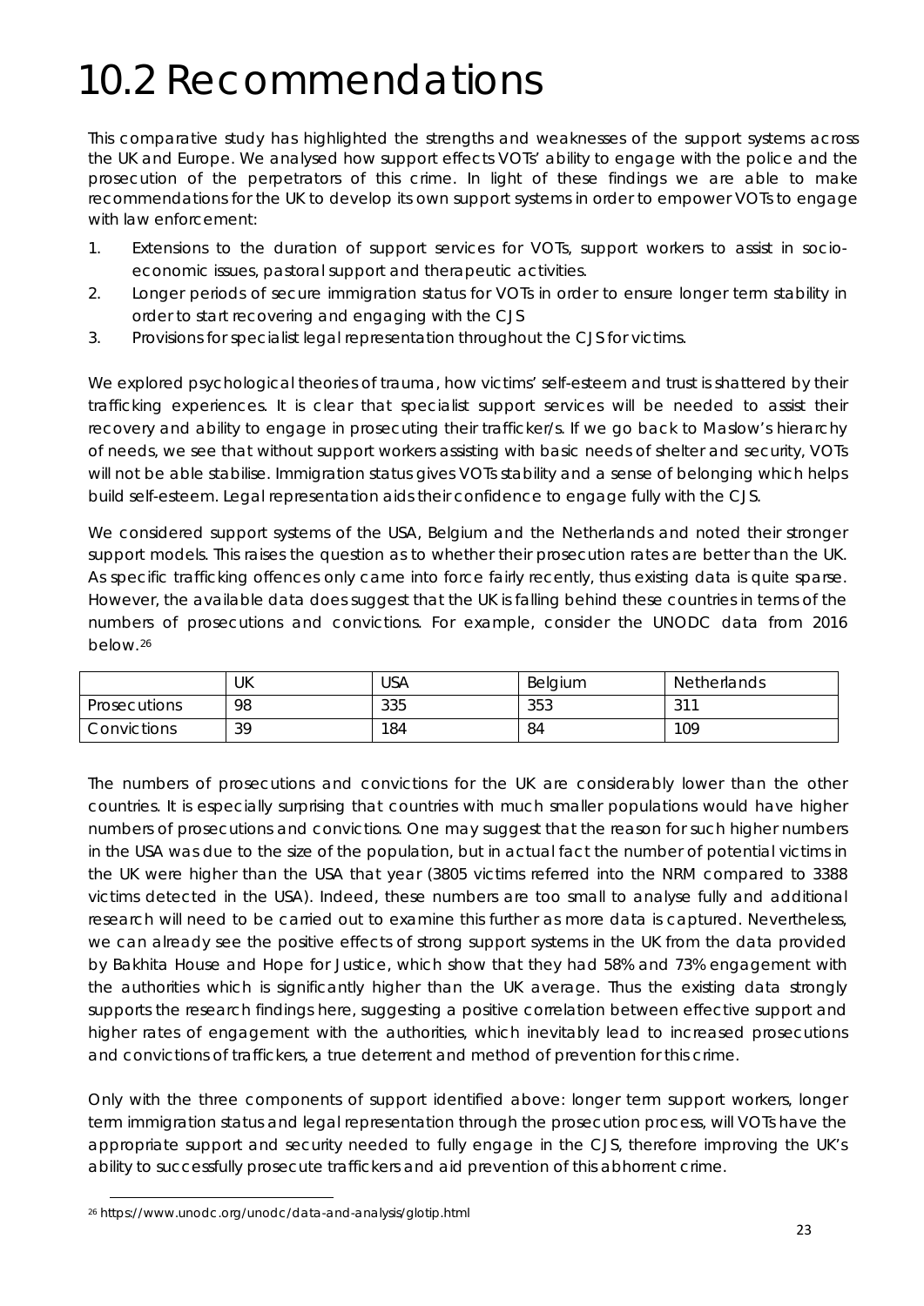# 10.2 Recommendations

This comparative study has highlighted the strengths and weaknesses of the support systems across the UK and Europe. We analysed how support effects VOTs' ability to engage with the police and the prosecution of the perpetrators of this crime. In light of these findings we are able to make recommendations for the UK to develop its own support systems in order to empower VOTs to engage with law enforcement:

1. Extensions to the duration of support services for VOTs, support workers to assist in socio-economic issues, pastoral support and therapeutic activities.
2. Longer periods of secure immigration status for VOTs in order to ensure longer term stability in order to start recovering and engaging with the CJS
3. Provisions for specialist legal representation throughout the CJS for victims.

We explored psychological theories of trauma, how victims' self-esteem and trust is shattered by their trafficking experiences. It is clear that specialist support services will be needed to assist their recovery and ability to engage in prosecuting their trafficker/s. If we go back to Maslow's hierarchy of needs, we see that without support workers assisting with basic needs of shelter and security, VOTs will not be able stabilise. Immigration status gives VOTs stability and a sense of belonging which helps build self-esteem. Legal representation aids their confidence to engage fully with the CJS.

We considered support systems of the USA, Belgium and the Netherlands and noted their stronger support models. This raises the question as to whether their prosecution rates are better than the UK. As specific trafficking offences only came into force fairly recently, thus existing data is quite sparse. However, the available data does suggest that the UK is falling behind these countries in terms of the numbers of prosecutions and convictions. For example, consider the UNODC data from 2016 below.[26]

| | UK | USA | Belgium | Netherlands |
|---|---|---|---|---|
| Prosecutions | 98 | 335 | 353 | 311 |
| Convictions | 39 | 184 | 84 | 109 |

The numbers of prosecutions and convictions for the UK are considerably lower than the other countries. It is especially surprising that countries with much smaller populations would have higher numbers of prosecutions and convictions. One may suggest that the reason for such higher numbers in the USA was due to the size of the population, but in actual fact the number of potential victims in the UK were higher than the USA that year (3805 victims referred into the NRM compared to 3388 victims detected in the USA). Indeed, these numbers are too small to analyse fully and additional research will need to be carried out to examine this further as more data is captured. Nevertheless, we can already see the positive effects of strong support systems in the UK from the data provided by Bakhita House and Hope for Justice, which show that they had 58% and 73% engagement with the authorities which is significantly higher than the UK average. Thus the existing data strongly supports the research findings here, suggesting a positive correlation between effective support and higher rates of engagement with the authorities, which inevitably lead to increased prosecutions and convictions of traffickers, a true deterrent and method of prevention for this crime.

Only with the three components of support identified above: longer term support workers, longer term immigration status and legal representation through the prosecution process, will VOTs have the appropriate support and security needed to fully engage in the CJS, therefore improving the UK's ability to successfully prosecute traffickers and aid prevention of this abhorrent crime.

[26] https://www.unodc.org/unodc/data-and-analysis/glotip.html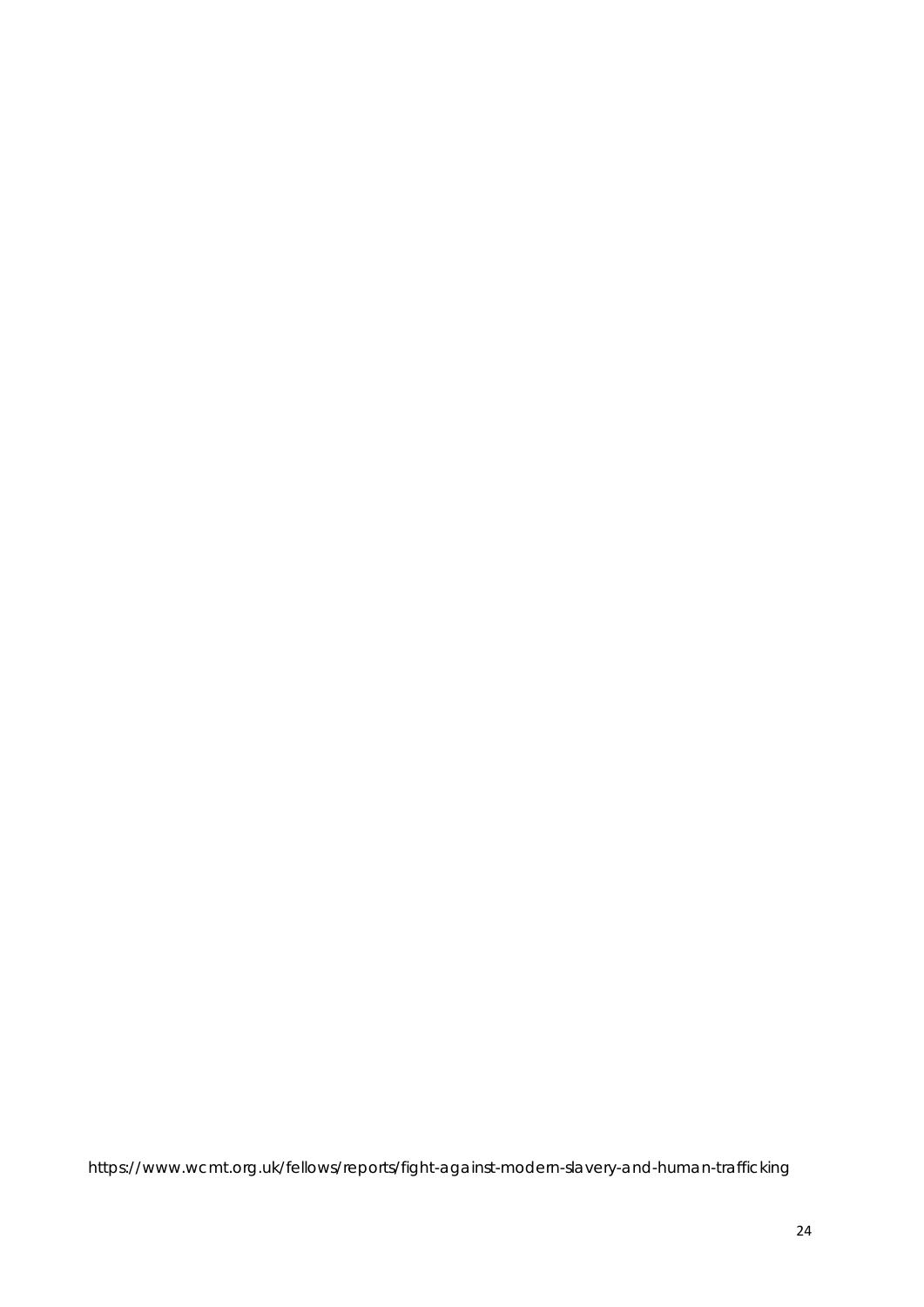https://www.wcmt.org.uk/fellows/reports/fight-against-modern-slavery-and-human-trafficking